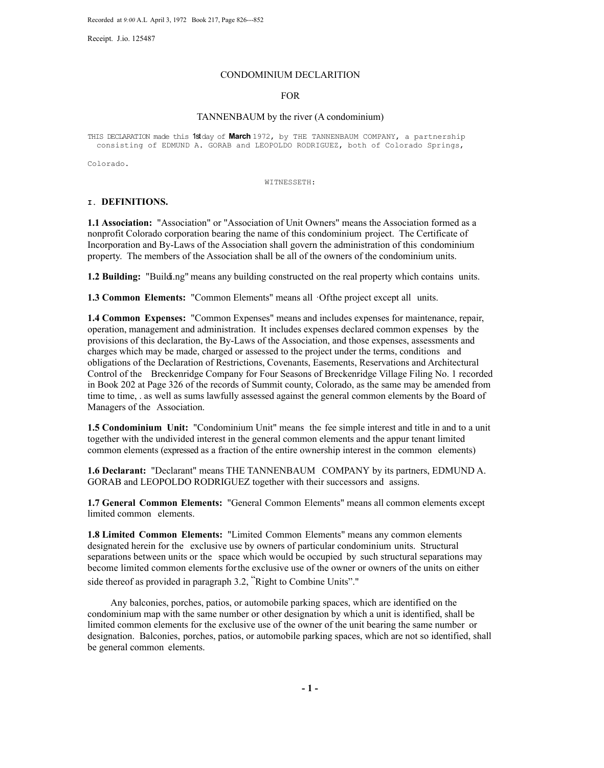Recorded at *9:00* A.L April 3, 1972 Book 217, Page 826---852

Receipt. J.io. 125487

# CONDOMINIUM DECLARITION

# FOR

# TANNENBAUM by the river (A condominium)

THIS DECLARATION made this **1st** day of **March** 1972, by THE TANNENBAUM COMPANY, a partnership consisting of EDMUND A. GORAB and LEOPOLDO RODRIGUEZ, both of Colorado Springs, Colorado.

WITNESSETH:

## I. DEFINITIONS.

**1.1 Association:** "Association" or "Association of Unit Owners" means the Association formed as a nonprofit Colorado corporation bearing the name of this condominium project. The Certificate of Incorporation and By-Laws of the Association shall govern the administration of this condominium property. The members of the Association shall be all of the owners of the condominium units.

**1.2 Building:** "Buildi.ng" means any building constructed on the real property which contains units.

**1.3 Common Elements:** "Common Elements" means all ·Ofthe project except all units.

**1.4 Common Expenses:** "Common Expenses" means and includes expenses for maintenance, repair, operation, management and administration. It includes expenses declared common expenses by the provisions of this declaration, the By-Laws of the Association, and those expenses, assessments and charges which may be made, charged or assessed to the project under the terms, conditions and obligations of the Declaration of Restrictions, Covenants, Easements, Reservations and Architectural Control of the Breckenridge Company for Four Seasons of Breckenridge Village Filing No. 1 recorded in Book 202 at Page 326 of the records of Summit county, Colorado, as the same may be amended from time to time, . as well as sums lawfully assessed against the general common elements by the Board of Managers of the Association.

**1.5 Condominium Unit:** "Condominium Unit" means the fee simple interest and title in and to a unit together with the undivided interest in the general common elements and the appur tenant limited common elements (expressed as a fraction of the entire ownership interest in the common elements)

**1.6 Declarant:** "Declarant" means THE TANNENBAUM COMPANY by its partners, EDMUND A. GORAB and LEOPOLDO RODRIGUEZ together with their successors and assigns.

**1.7 General Common Elements:** "General Common Elements" means all common elements except limited common elements.

**1.8 Limited Common Elements:** "Limited Common Elements" means any common elements designated herein for the exclusive use by owners of particular condominium units. Structural separations between units or the space which would be occupied by such structural separations may become limited common elements for the exclusive use of the owner or owners of the units on either side thereof as provided in paragraph 3.2, "Right to Combine Units"."

Any balconies, porches, patios, or automobile parking spaces, which are identified on the condominium map with the same number or other designation by which a unit is identified, shall be limited common elements for the exclusive use of the owner of the unit bearing the same number or designation. Balconies, porches, patios, or automobile parking spaces, which are not so identified, shall be general common elements.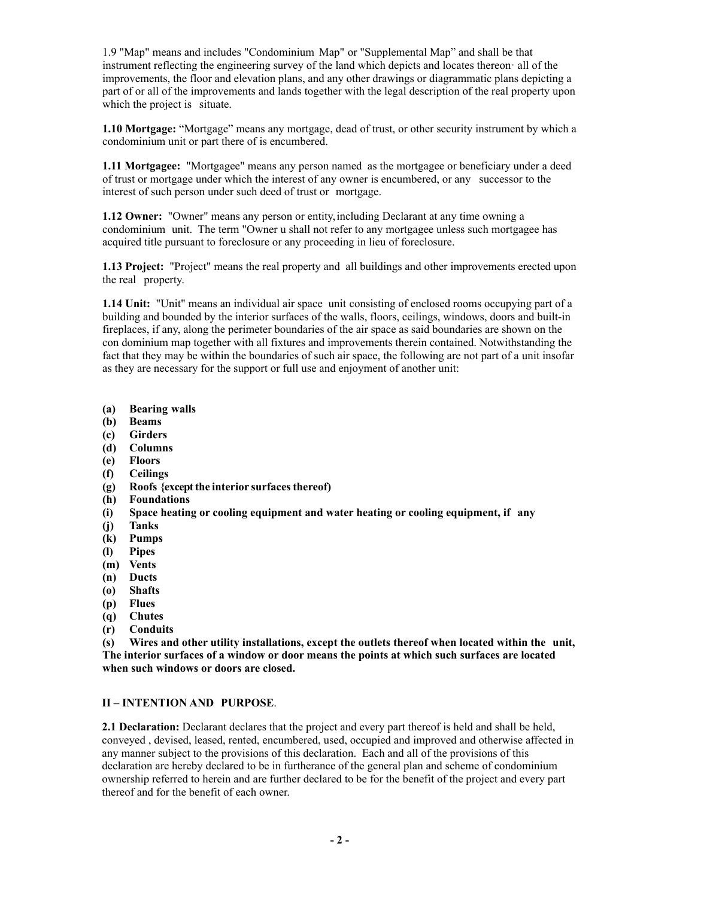1.9 "Map" means and includes "Condominium Map" or "Supplemental Map" and shall be that instrument reflecting the engineering survey of the land which depicts and locates thereon· all of the improvements, the floor and elevation plans, and any other drawings or diagrammatic plans depicting a part of or all of the improvements and lands together with the legal description of the real property upon which the project is situate.

**1.10 Mortgage:** "Mortgage" means any mortgage, dead of trust, or other security instrument by which a condominium unit or part there of is encumbered.

**1.11 Mortgagee:** "Mortgagee" means any person named as the mortgagee or beneficiary under a deed of trust or mortgage under which the interest of any owner is encumbered, or any successor to the interest of such person under such deed of trust or mortgage.

**1.12 Owner:** "Owner" means any person or entity, including Declarant at any time owning a condominium unit. The term "Owner u shall not refer to any mortgagee unless such mortgagee has acquired title pursuant to foreclosure or any proceeding in lieu of foreclosure.

**1.13 Project:** "Project" means the real property and all buildings and other improvements erected upon the real property.

**1.14 Unit:** "Unit" means an individual air space unit consisting of enclosed rooms occupying part of a building and bounded by the interior surfaces of the walls, floors, ceilings, windows, doors and built-in fireplaces, if any, along the perimeter boundaries of the air space as said boundaries are shown on the con dominium map together with all fixtures and improvements therein contained. Notwithstanding the fact that they may be within the boundaries of such air space, the following are not part of a unit insofar as they are necessary for the support or full use and enjoyment of another unit:

**(a) Bearing walls**
**(b) Beams**
**(c) Girders**
**(d) Columns**
**(e) Floors**
**(f) Ceilings**
**(g) Roofs {except the interior surfaces thereof)**
**(h) Foundations**
**(i) Space heating or cooling equipment and water heating or cooling equipment, if any**
**(j) Tanks**
**(k) Pumps**
**(l) Pipes**
**(m) Vents**
**(n) Ducts**
**(o) Shafts**
**(p) Flues**
**(q) Chutes**
**(r) Conduits**
**(s) Wires and other utility installations, except the outlets thereof when located within the unit, The interior surfaces of a window or door means the points at which such surfaces are located when such windows or doors are closed.**

**II – INTENTION AND PURPOSE**.

**2.1 Declaration:** Declarant declares that the project and every part thereof is held and shall be held, conveyed , devised, leased, rented, encumbered, used, occupied and improved and otherwise affected in any manner subject to the provisions of this declaration. Each and all of the provisions of this declaration are hereby declared to be in furtherance of the general plan and scheme of condominium ownership referred to herein and are further declared to be for the benefit of the project and every part thereof and for the benefit of each owner.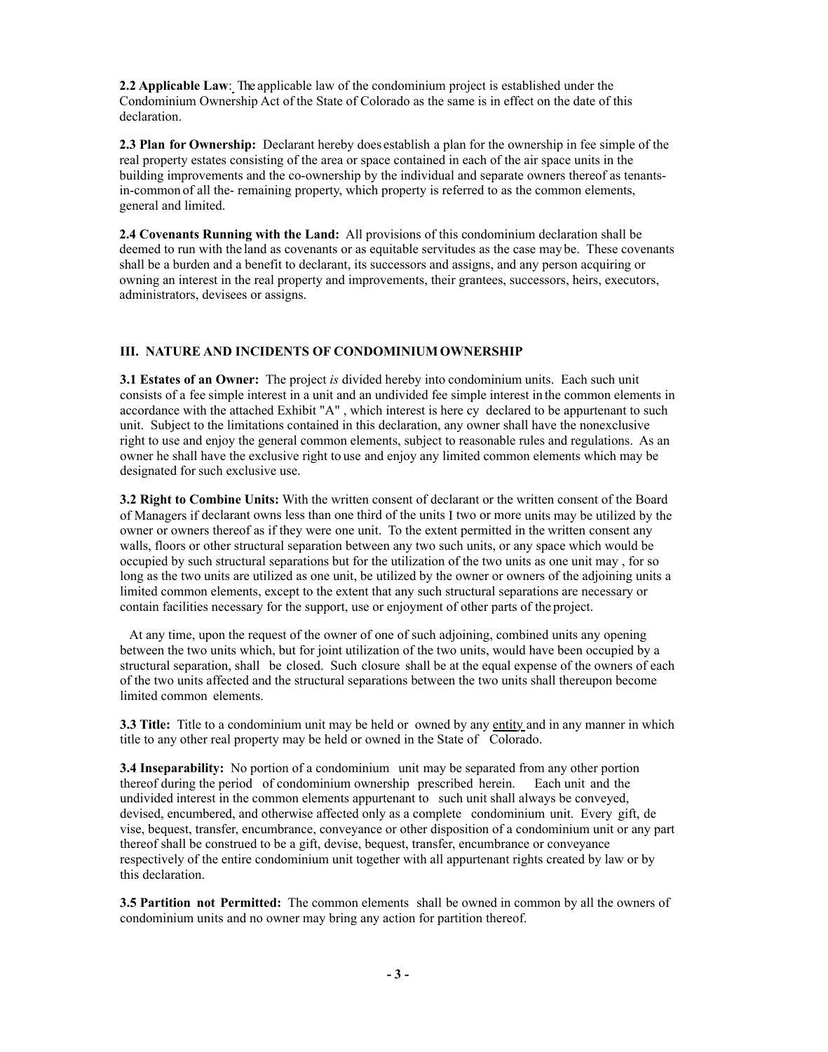**2.2 Applicable Law**: The applicable law of the condominium project is established under the Condominium Ownership Act of the State of Colorado as the same is in effect on the date of this declaration.

**2.3 Plan for Ownership:** Declarant hereby does establish a plan for the ownership in fee simple of the real property estates consisting of the area or space contained in each of the air space units in the building improvements and the co-ownership by the individual and separate owners thereof as tenants-in-common of all the- remaining property, which property is referred to as the common elements, general and limited.

**2.4 Covenants Running with the Land:** All provisions of this condominium declaration shall be deemed to run with the land as covenants or as equitable servitudes as the case may be. These covenants shall be a burden and a benefit to declarant, its successors and assigns, and any person acquiring or owning an interest in the real property and improvements, their grantees, successors, heirs, executors, administrators, devisees or assigns.

## III. NATURE AND INCIDENTS OF CONDOMINIUM OWNERSHIP

**3.1 Estates of an Owner:** The project *is* divided hereby into condominium units. Each such unit consists of a fee simple interest in a unit and an undivided fee simple interest in the common elements in accordance with the attached Exhibit "A" , which interest is here cy declared to be appurtenant to such unit. Subject to the limitations contained in this declaration, any owner shall have the nonexclusive right to use and enjoy the general common elements, subject to reasonable rules and regulations. As an owner he shall have the exclusive right to use and enjoy any limited common elements which may be designated for such exclusive use.

**3.2 Right to Combine Units:** With the written consent of declarant or the written consent of the Board of Managers if declarant owns less than one third of the units I two or more units may be utilized by the owner or owners thereof as if they were one unit. To the extent permitted in the written consent any walls, floors or other structural separation between any two such units, or any space which would be occupied by such structural separations but for the utilization of the two units as one unit may , for so long as the two units are utilized as one unit, be utilized by the owner or owners of the adjoining units a limited common elements, except to the extent that any such structural separations are necessary or contain facilities necessary for the support, use or enjoyment of other parts of the project.

At any time, upon the request of the owner of one of such adjoining, combined units any opening between the two units which, but for joint utilization of the two units, would have been occupied by a structural separation, shall be closed. Such closure shall be at the equal expense of the owners of each of the two units affected and the structural separations between the two units shall thereupon become limited common elements.

**3.3 Title:** Title to a condominium unit may be held or owned by any entity and in any manner in which title to any other real property may be held or owned in the State of Colorado.

**3.4 Inseparability:** No portion of a condominium unit may be separated from any other portion thereof during the period of condominium ownership prescribed herein. Each unit and the undivided interest in the common elements appurtenant to such unit shall always be conveyed, devised, encumbered, and otherwise affected only as a complete condominium unit. Every gift, de vise, bequest, transfer, encumbrance, conveyance or other disposition of a condominium unit or any part thereof shall be construed to be a gift, devise, bequest, transfer, encumbrance or conveyance respectively of the entire condominium unit together with all appurtenant rights created by law or by this declaration.

**3.5 Partition not Permitted:** The common elements shall be owned in common by all the owners of condominium units and no owner may bring any action for partition thereof.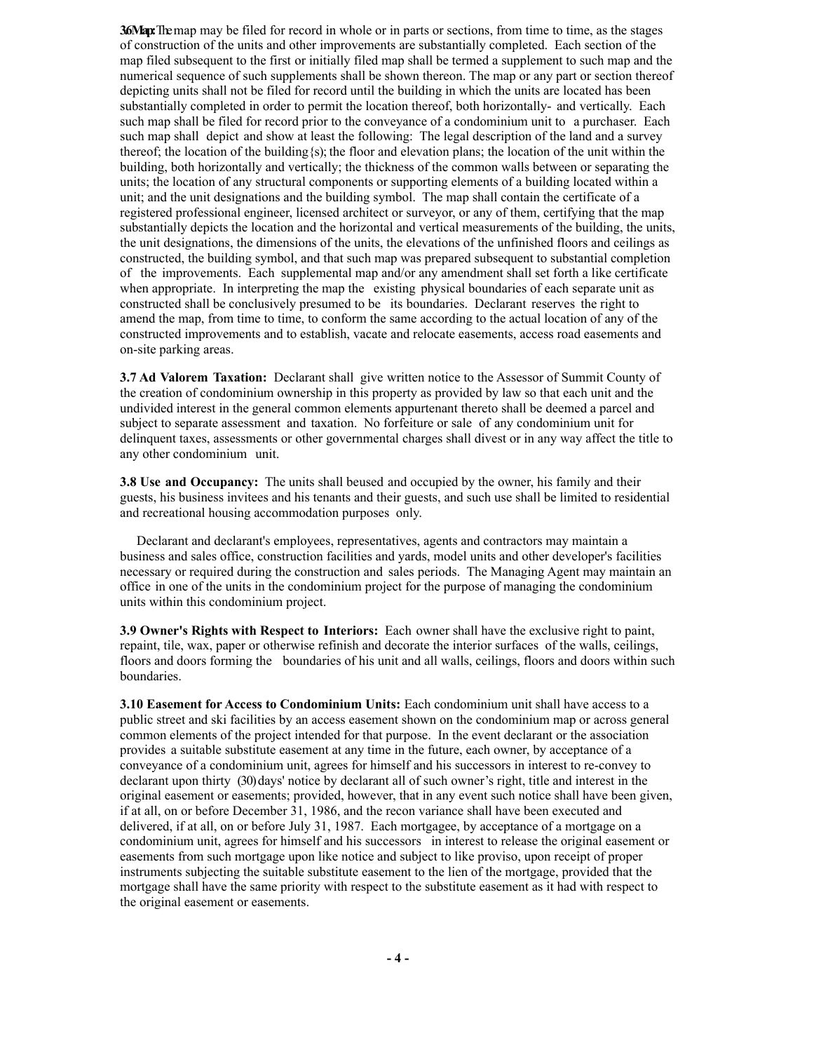**3.6 Map:** The map may be filed for record in whole or in parts or sections, from time to time, as the stages of construction of the units and other improvements are substantially completed. Each section of the map filed subsequent to the first or initially filed map shall be termed a supplement to such map and the numerical sequence of such supplements shall be shown thereon. The map or any part or section thereof depicting units shall not be filed for record until the building in which the units are located has been substantially completed in order to permit the location thereof, both horizontally- and vertically. Each such map shall be filed for record prior to the conveyance of a condominium unit to a purchaser. Each such map shall depict and show at least the following: The legal description of the land and a survey thereof; the location of the building{s); the floor and elevation plans; the location of the unit within the building, both horizontally and vertically; the thickness of the common walls between or separating the units; the location of any structural components or supporting elements of a building located within a unit; and the unit designations and the building symbol. The map shall contain the certificate of a registered professional engineer, licensed architect or surveyor, or any of them, certifying that the map substantially depicts the location and the horizontal and vertical measurements of the building, the units, the unit designations, the dimensions of the units, the elevations of the unfinished floors and ceilings as constructed, the building symbol, and that such map was prepared subsequent to substantial completion of the improvements. Each supplemental map and/or any amendment shall set forth a like certificate when appropriate. In interpreting the map the existing physical boundaries of each separate unit as constructed shall be conclusively presumed to be its boundaries. Declarant reserves the right to amend the map, from time to time, to conform the same according to the actual location of any of the constructed improvements and to establish, vacate and relocate easements, access road easements and on-site parking areas.

**3.7 Ad Valorem Taxation:** Declarant shall give written notice to the Assessor of Summit County of the creation of condominium ownership in this property as provided by law so that each unit and the undivided interest in the general common elements appurtenant thereto shall be deemed a parcel and subject to separate assessment and taxation. No forfeiture or sale of any condominium unit for delinquent taxes, assessments or other governmental charges shall divest or in any way affect the title to any other condominium unit.

**3.8 Use and Occupancy:** The units shall beused and occupied by the owner, his family and their guests, his business invitees and his tenants and their guests, and such use shall be limited to residential and recreational housing accommodation purposes only.

Declarant and declarant's employees, representatives, agents and contractors may maintain a business and sales office, construction facilities and yards, model units and other developer's facilities necessary or required during the construction and sales periods. The Managing Agent may maintain an office in one of the units in the condominium project for the purpose of managing the condominium units within this condominium project.

**3.9 Owner's Rights with Respect to Interiors:** Each owner shall have the exclusive right to paint, repaint, tile, wax, paper or otherwise refinish and decorate the interior surfaces of the walls, ceilings, floors and doors forming the boundaries of his unit and all walls, ceilings, floors and doors within such boundaries.

**3.10 Easement for Access to Condominium Units:** Each condominium unit shall have access to a public street and ski facilities by an access easement shown on the condominium map or across general common elements of the project intended for that purpose. In the event declarant or the association provides a suitable substitute easement at any time in the future, each owner, by acceptance of a conveyance of a condominium unit, agrees for himself and his successors in interest to re-convey to declarant upon thirty (30) days' notice by declarant all of such owner's right, title and interest in the original easement or easements; provided, however, that in any event such notice shall have been given, if at all, on or before December 31, 1986, and the recon variance shall have been executed and delivered, if at all, on or before July 31, 1987. Each mortgagee, by acceptance of a mortgage on a condominium unit, agrees for himself and his successors in interest to release the original easement or easements from such mortgage upon like notice and subject to like proviso, upon receipt of proper instruments subjecting the suitable substitute easement to the lien of the mortgage, provided that the mortgage shall have the same priority with respect to the substitute easement as it had with respect to the original easement or easements.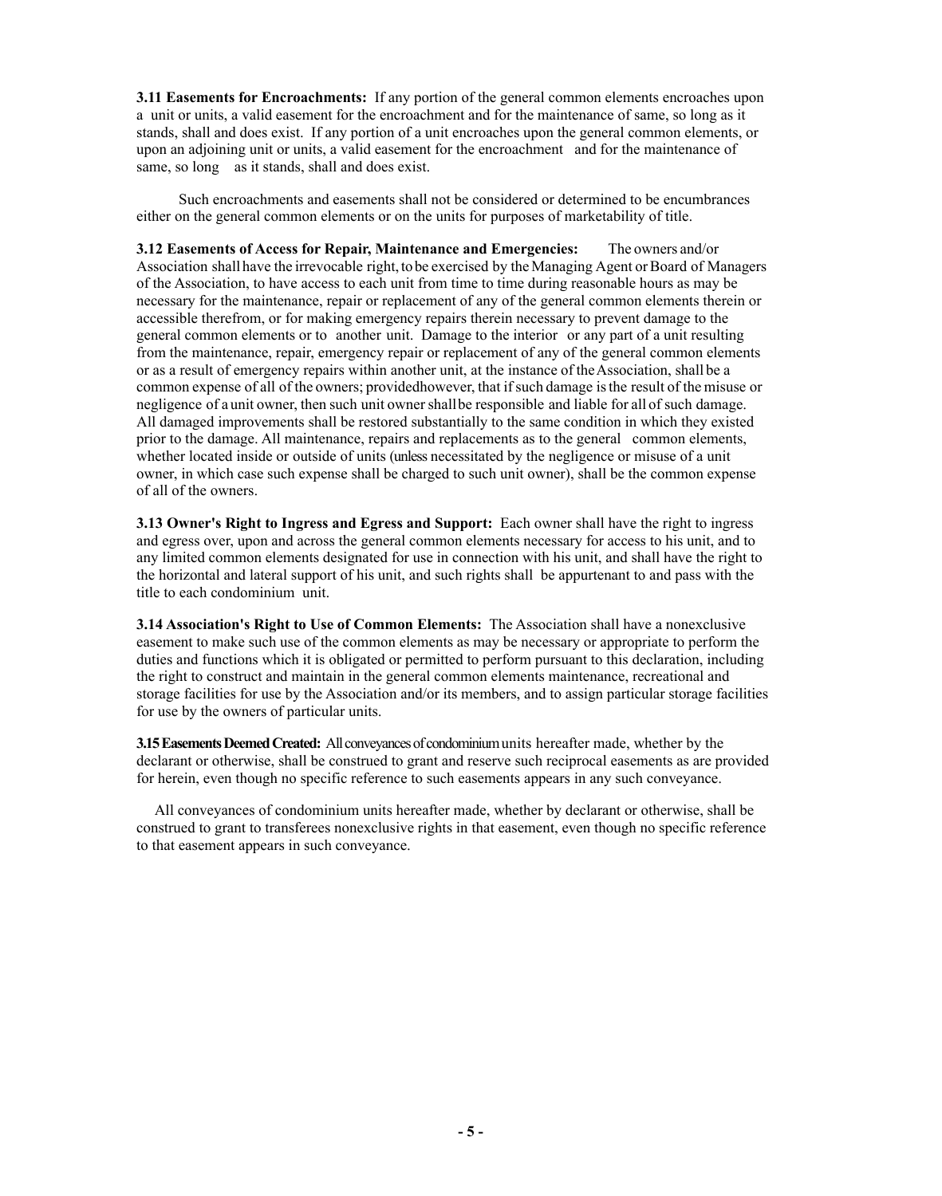**3.11 Easements for Encroachments:** If any portion of the general common elements encroaches upon a unit or units, a valid easement for the encroachment and for the maintenance of same, so long as it stands, shall and does exist. If any portion of a unit encroaches upon the general common elements, or upon an adjoining unit or units, a valid easement for the encroachment and for the maintenance of same, so long as it stands, shall and does exist.

Such encroachments and easements shall not be considered or determined to be encumbrances either on the general common elements or on the units for purposes of marketability of title.

**3.12 Easements of Access for Repair, Maintenance and Emergencies:** The owners and/or Association shall have the irrevocable right, to be exercised by the Managing Agent or Board of Managers of the Association, to have access to each unit from time to time during reasonable hours as may be necessary for the maintenance, repair or replacement of any of the general common elements therein or accessible therefrom, or for making emergency repairs therein necessary to prevent damage to the general common elements or to another unit. Damage to the interior or any part of a unit resulting from the maintenance, repair, emergency repair or replacement of any of the general common elements or as a result of emergency repairs within another unit, at the instance of the Association, shall be a common expense of all of the owners; providedhowever, that if such damage is the result of the misuse or negligence of a unit owner, then such unit owner shall be responsible and liable for all of such damage. All damaged improvements shall be restored substantially to the same condition in which they existed prior to the damage. All maintenance, repairs and replacements as to the general common elements, whether located inside or outside of units (unless necessitated by the negligence or misuse of a unit owner, in which case such expense shall be charged to such unit owner), shall be the common expense of all of the owners.

**3.13 Owner's Right to Ingress and Egress and Support:** Each owner shall have the right to ingress and egress over, upon and across the general common elements necessary for access to his unit, and to any limited common elements designated for use in connection with his unit, and shall have the right to the horizontal and lateral support of his unit, and such rights shall be appurtenant to and pass with the title to each condominium unit.

**3.14 Association's Right to Use of Common Elements:** The Association shall have a nonexclusive easement to make such use of the common elements as may be necessary or appropriate to perform the duties and functions which it is obligated or permitted to perform pursuant to this declaration, including the right to construct and maintain in the general common elements maintenance, recreational and storage facilities for use by the Association and/or its members, and to assign particular storage facilities for use by the owners of particular units.

**3.15 Easements Deemed Created:** All conveyances of condominium units hereafter made, whether by the declarant or otherwise, shall be construed to grant and reserve such reciprocal easements as are provided for herein, even though no specific reference to such easements appears in any such conveyance.

All conveyances of condominium units hereafter made, whether by declarant or otherwise, shall be construed to grant to transferees nonexclusive rights in that easement, even though no specific reference to that easement appears in such conveyance.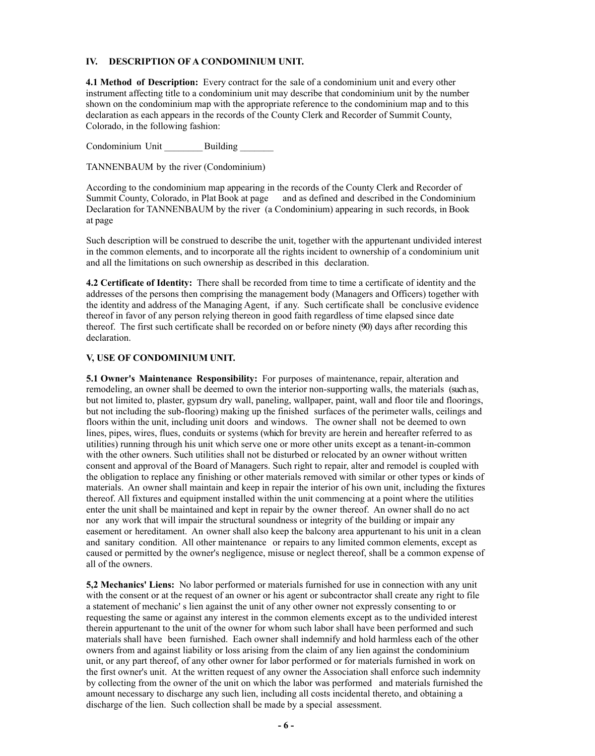**IV. DESCRIPTION OF A CONDOMINIUM UNIT.**

**4.1 Method of Description:** Every contract for the sale of a condominium unit and every other instrument affecting title to a condominium unit may describe that condominium unit by the number shown on the condominium map with the appropriate reference to the condominium map and to this declaration as each appears in the records of the County Clerk and Recorder of Summit County, Colorado, in the following fashion:

Condominium Unit ________ Building _______

TANNENBAUM by the river (Condominium)

According to the condominium map appearing in the records of the County Clerk and Recorder of Summit County, Colorado, in Plat Book at page and as defined and described in the Condominium Declaration for TANNENBAUM by the river (a Condominium) appearing in such records, in Book at page

Such description will be construed to describe the unit, together with the appurtenant undivided interest in the common elements, and to incorporate all the rights incident to ownership of a condominium unit and all the limitations on such ownership as described in this declaration.

**4.2 Certificate of Identity:** There shall be recorded from time to time a certificate of identity and the addresses of the persons then comprising the management body (Managers and Officers) together with the identity and address of the Managing Agent, if any. Such certificate shall be conclusive evidence thereof in favor of any person relying thereon in good faith regardless of time elapsed since date thereof. The first such certificate shall be recorded on or before ninety (90) days after recording this declaration.

**V, USE OF CONDOMINIUM UNIT.**

**5.1 Owner's Maintenance Responsibility:** For purposes of maintenance, repair, alteration and remodeling, an owner shall be deemed to own the interior non-supporting walls, the materials (such as, but not limited to, plaster, gypsum dry wall, paneling, wallpaper, paint, wall and floor tile and floorings, but not including the sub-flooring) making up the finished surfaces of the perimeter walls, ceilings and floors within the unit, including unit doors and windows. The owner shall not be deemed to own lines, pipes, wires, flues, conduits or systems (which for brevity are herein and hereafter referred to as utilities) running through his unit which serve one or more other units except as a tenant-in-common with the other owners. Such utilities shall not be disturbed or relocated by an owner without written consent and approval of the Board of Managers. Such right to repair, alter and remodel is coupled with the obligation to replace any finishing or other materials removed with similar or other types or kinds of materials. An owner shall maintain and keep in repair the interior of his own unit, including the fixtures thereof. All fixtures and equipment installed within the unit commencing at a point where the utilities enter the unit shall be maintained and kept in repair by the owner thereof. An owner shall do no act nor any work that will impair the structural soundness or integrity of the building or impair any easement or hereditament. An owner shall also keep the balcony area appurtenant to his unit in a clean and sanitary condition. All other maintenance or repairs to any limited common elements, except as caused or permitted by the owner's negligence, misuse or neglect thereof, shall be a common expense of all of the owners.

**5,2 Mechanics' Liens:** No labor performed or materials furnished for use in connection with any unit with the consent or at the request of an owner or his agent or subcontractor shall create any right to file a statement of mechanic' s lien against the unit of any other owner not expressly consenting to or requesting the same or against any interest in the common elements except as to the undivided interest therein appurtenant to the unit of the owner for whom such labor shall have been performed and such materials shall have been furnished. Each owner shall indemnify and hold harmless each of the other owners from and against liability or loss arising from the claim of any lien against the condominium unit, or any part thereof, of any other owner for labor performed or for materials furnished in work on the first owner's unit. At the written request of any owner the Association shall enforce such indemnity by collecting from the owner of the unit on which the labor was performed and materials furnished the amount necessary to discharge any such lien, including all costs incidental thereto, and obtaining a discharge of the lien. Such collection shall be made by a special assessment.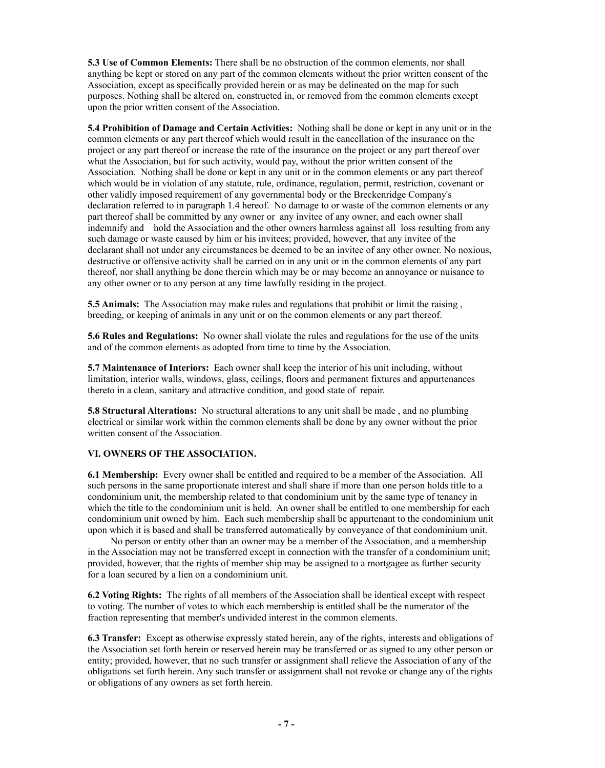**5.3 Use of Common Elements:** There shall be no obstruction of the common elements, nor shall anything be kept or stored on any part of the common elements without the prior written consent of the Association, except as specifically provided herein or as may be delineated on the map for such purposes. Nothing shall be altered on, constructed in, or removed from the common elements except upon the prior written consent of the Association.

**5.4 Prohibition of Damage and Certain Activities:** Nothing shall be done or kept in any unit or in the common elements or any part thereof which would result in the cancellation of the insurance on the project or any part thereof or increase the rate of the insurance on the project or any part thereof over what the Association, but for such activity, would pay, without the prior written consent of the Association. Nothing shall be done or kept in any unit or in the common elements or any part thereof which would be in violation of any statute, rule, ordinance, regulation, permit, restriction, covenant or other validly imposed requirement of any governmental body or the Breckenridge Company's declaration referred to in paragraph 1.4 hereof. No damage to or waste of the common elements or any part thereof shall be committed by any owner or any invitee of any owner, and each owner shall indemnify and hold the Association and the other owners harmless against all loss resulting from any such damage or waste caused by him or his invitees; provided, however, that any invitee of the declarant shall not under any circumstances be deemed to be an invitee of any other owner. No noxious, destructive or offensive activity shall be carried on in any unit or in the common elements of any part thereof, nor shall anything be done therein which may be or may become an annoyance or nuisance to any other owner or to any person at any time lawfully residing in the project.

**5.5 Animals:** The Association may make rules and regulations that prohibit or limit the raising , breeding, or keeping of animals in any unit or on the common elements or any part thereof.

**5.6 Rules and Regulations:** No owner shall violate the rules and regulations for the use of the units and of the common elements as adopted from time to time by the Association.

**5.7 Maintenance of Interiors:** Each owner shall keep the interior of his unit including, without limitation, interior walls, windows, glass, ceilings, floors and permanent fixtures and appurtenances thereto in a clean, sanitary and attractive condition, and good state of repair.

**5.8 Structural Alterations:** No structural alterations to any unit shall be made , and no plumbing electrical or similar work within the common elements shall be done by any owner without the prior written consent of the Association.

## VI. OWNERS OF THE ASSOCIATION.

**6.1 Membership:** Every owner shall be entitled and required to be a member of the Association. All such persons in the same proportionate interest and shall share if more than one person holds title to a condominium unit, the membership related to that condominium unit by the same type of tenancy in which the title to the condominium unit is held. An owner shall be entitled to one membership for each condominium unit owned by him. Each such membership shall be appurtenant to the condominium unit upon which it is based and shall be transferred automatically by conveyance of that condominium unit.

No person or entity other than an owner may be a member of the Association, and a membership in the Association may not be transferred except in connection with the transfer of a condominium unit; provided, however, that the rights of member ship may be assigned to a mortgagee as further security for a loan secured by a lien on a condominium unit.

**6.2 Voting Rights:** The rights of all members of the Association shall be identical except with respect to voting. The number of votes to which each membership is entitled shall be the numerator of the fraction representing that member's undivided interest in the common elements.

**6.3 Transfer:** Except as otherwise expressly stated herein, any of the rights, interests and obligations of the Association set forth herein or reserved herein may be transferred or as signed to any other person or entity; provided, however, that no such transfer or assignment shall relieve the Association of any of the obligations set forth herein. Any such transfer or assignment shall not revoke or change any of the rights or obligations of any owners as set forth herein.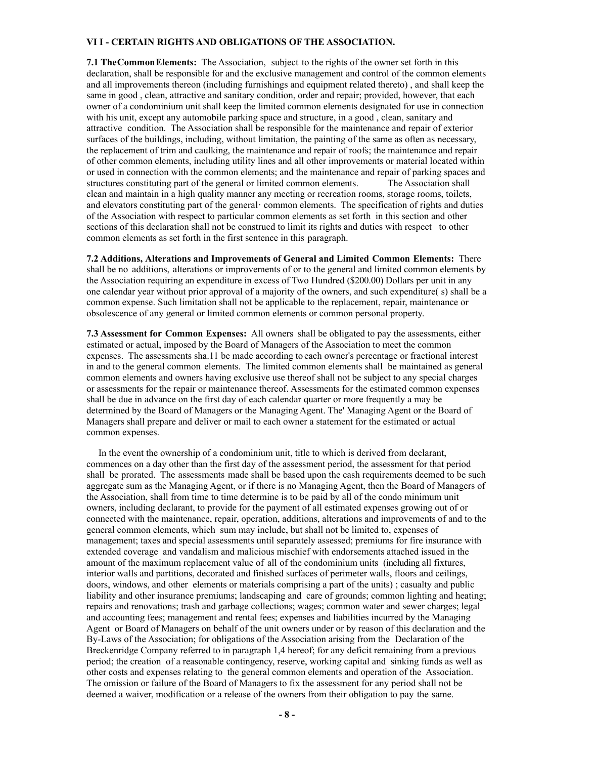**VI I - CERTAIN RIGHTS AND OBLIGATIONS OF THE ASSOCIATION.**

**7.1 TheCommonElements:** The Association, subject to the rights of the owner set forth in this declaration, shall be responsible for and the exclusive management and control of the common elements and all improvements thereon (including furnishings and equipment related thereto) , and shall keep the same in good , clean, attractive and sanitary condition, order and repair; provided, however, that each owner of a condominium unit shall keep the limited common elements designated for use in connection with his unit, except any automobile parking space and structure, in a good , clean, sanitary and attractive condition. The Association shall be responsible for the maintenance and repair of exterior surfaces of the buildings, including, without limitation, the painting of the same as often as necessary, the replacement of trim and caulking, the maintenance and repair of roofs; the maintenance and repair of other common elements, including utility lines and all other improvements or material located within or used in connection with the common elements; and the maintenance and repair of parking spaces and structures constituting part of the general or limited common elements. The Association shall clean and maintain in a high quality manner any meeting or recreation rooms, storage rooms, toilets, and elevators constituting part of the general· common elements. The specification of rights and duties of the Association with respect to particular common elements as set forth in this section and other sections of this declaration shall not be construed to limit its rights and duties with respect to other common elements as set forth in the first sentence in this paragraph.

**7.2 Additions, Alterations and Improvements of General and Limited Common Elements:** There shall be no additions, alterations or improvements of or to the general and limited common elements by the Association requiring an expenditure in excess of Two Hundred ($200.00) Dollars per unit in any one calendar year without prior approval of a majority of the owners, and such expenditure( s) shall be a common expense. Such limitation shall not be applicable to the replacement, repair, maintenance or obsolescence of any general or limited common elements or common personal property.

**7.3 Assessment for Common Expenses:** All owners shall be obligated to pay the assessments, either estimated or actual, imposed by the Board of Managers of the Association to meet the common expenses. The assessments sha.11 be made according to each owner's percentage or fractional interest in and to the general common elements. The limited common elements shall be maintained as general common elements and owners having exclusive use thereof shall not be subject to any special charges or assessments for the repair or maintenance thereof. Assessments for the estimated common expenses shall be due in advance on the first day of each calendar quarter or more frequently a may be determined by the Board of Managers or the Managing Agent. The' Managing Agent or the Board of Managers shall prepare and deliver or mail to each owner a statement for the estimated or actual common expenses.

In the event the ownership of a condominium unit, title to which is derived from declarant, commences on a day other than the first day of the assessment period, the assessment for that period shall be prorated. The assessments made shall be based upon the cash requirements deemed to be such aggregate sum as the Managing Agent, or if there is no Managing Agent, then the Board of Managers of the Association, shall from time to time determine is to be paid by all of the condo minimum unit owners, including declarant, to provide for the payment of all estimated expenses growing out of or connected with the maintenance, repair, operation, additions, alterations and improvements of and to the general common elements, which sum may include, but shall not be limited to, expenses of management; taxes and special assessments until separately assessed; premiums for fire insurance with extended coverage and vandalism and malicious mischief with endorsements attached issued in the amount of the maximum replacement value of all of the condominium units (including all fixtures, interior walls and partitions, decorated and finished surfaces of perimeter walls, floors and ceilings, doors, windows, and other elements or materials comprising a part of the units) ; casualty and public liability and other insurance premiums; landscaping and care of grounds; common lighting and heating; repairs and renovations; trash and garbage collections; wages; common water and sewer charges; legal and accounting fees; management and rental fees; expenses and liabilities incurred by the Managing Agent or Board of Managers on behalf of the unit owners under or by reason of this declaration and the By-Laws of the Association; for obligations of the Association arising from the Declaration of the Breckenridge Company referred to in paragraph 1,4 hereof; for any deficit remaining from a previous period; the creation of a reasonable contingency, reserve, working capital and sinking funds as well as other costs and expenses relating to the general common elements and operation of the Association. The omission or failure of the Board of Managers to fix the assessment for any period shall not be deemed a waiver, modification or a release of the owners from their obligation to pay the same.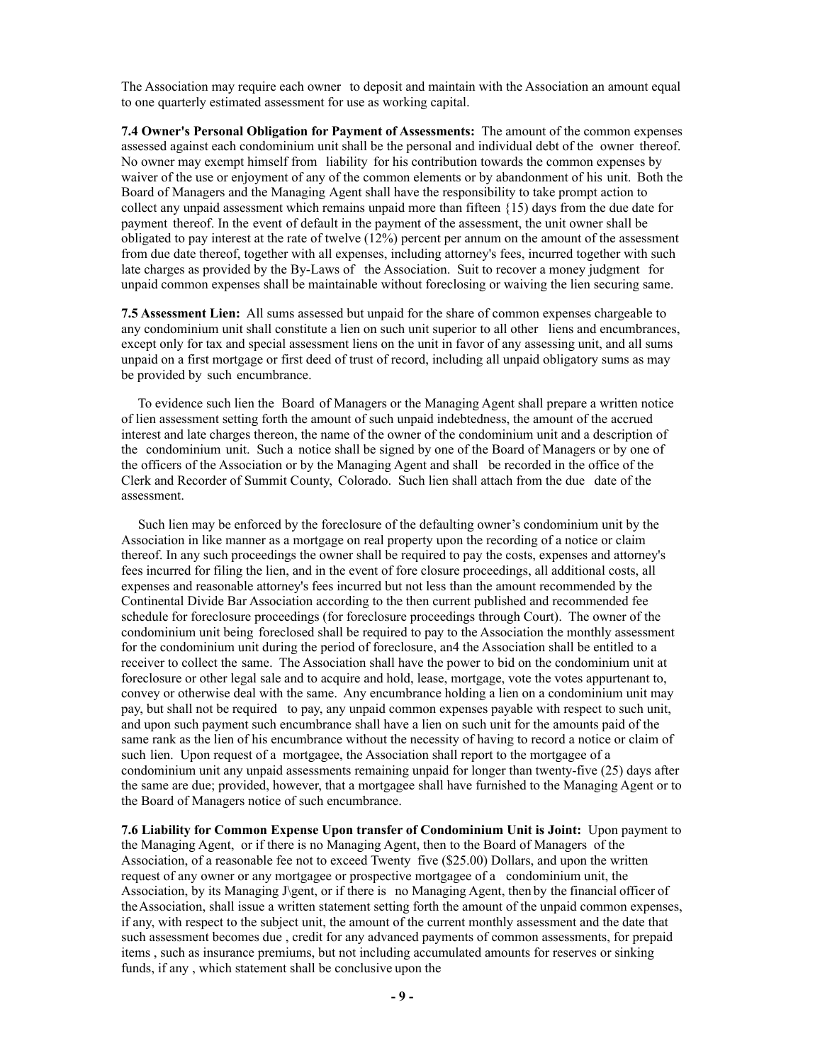The Association may require each owner to deposit and maintain with the Association an amount equal to one quarterly estimated assessment for use as working capital.

**7.4 Owner's Personal Obligation for Payment of Assessments:** The amount of the common expenses assessed against each condominium unit shall be the personal and individual debt of the owner thereof. No owner may exempt himself from liability for his contribution towards the common expenses by waiver of the use or enjoyment of any of the common elements or by abandonment of his unit. Both the Board of Managers and the Managing Agent shall have the responsibility to take prompt action to collect any unpaid assessment which remains unpaid more than fifteen {15) days from the due date for payment thereof. In the event of default in the payment of the assessment, the unit owner shall be obligated to pay interest at the rate of twelve (12%) percent per annum on the amount of the assessment from due date thereof, together with all expenses, including attorney's fees, incurred together with such late charges as provided by the By-Laws of the Association. Suit to recover a money judgment for unpaid common expenses shall be maintainable without foreclosing or waiving the lien securing same.

**7.5 Assessment Lien:** All sums assessed but unpaid for the share of common expenses chargeable to any condominium unit shall constitute a lien on such unit superior to all other liens and encumbrances, except only for tax and special assessment liens on the unit in favor of any assessing unit, and all sums unpaid on a first mortgage or first deed of trust of record, including all unpaid obligatory sums as may be provided by such encumbrance.

To evidence such lien the Board of Managers or the Managing Agent shall prepare a written notice of lien assessment setting forth the amount of such unpaid indebtedness, the amount of the accrued interest and late charges thereon, the name of the owner of the condominium unit and a description of the condominium unit. Such a notice shall be signed by one of the Board of Managers or by one of the officers of the Association or by the Managing Agent and shall be recorded in the office of the Clerk and Recorder of Summit County, Colorado. Such lien shall attach from the due date of the assessment.

Such lien may be enforced by the foreclosure of the defaulting owner's condominium unit by the Association in like manner as a mortgage on real property upon the recording of a notice or claim thereof. In any such proceedings the owner shall be required to pay the costs, expenses and attorney's fees incurred for filing the lien, and in the event of fore closure proceedings, all additional costs, all expenses and reasonable attorney's fees incurred but not less than the amount recommended by the Continental Divide Bar Association according to the then current published and recommended fee schedule for foreclosure proceedings (for foreclosure proceedings through Court). The owner of the condominium unit being foreclosed shall be required to pay to the Association the monthly assessment for the condominium unit during the period of foreclosure, an4 the Association shall be entitled to a receiver to collect the same. The Association shall have the power to bid on the condominium unit at foreclosure or other legal sale and to acquire and hold, lease, mortgage, vote the votes appurtenant to, convey or otherwise deal with the same. Any encumbrance holding a lien on a condominium unit may pay, but shall not be required to pay, any unpaid common expenses payable with respect to such unit, and upon such payment such encumbrance shall have a lien on such unit for the amounts paid of the same rank as the lien of his encumbrance without the necessity of having to record a notice or claim of such lien. Upon request of a mortgagee, the Association shall report to the mortgagee of a condominium unit any unpaid assessments remaining unpaid for longer than twenty-five (25) days after the same are due; provided, however, that a mortgagee shall have furnished to the Managing Agent or to the Board of Managers notice of such encumbrance.

**7.6 Liability for Common Expense Upon transfer of Condominium Unit is Joint:** Upon payment to the Managing Agent, or if there is no Managing Agent, then to the Board of Managers of the Association, of a reasonable fee not to exceed Twenty five ($25.00) Dollars, and upon the written request of any owner or any mortgagee or prospective mortgagee of a condominium unit, the Association, by its Managing J\gent, or if there is no Managing Agent, then by the financial officer of the Association, shall issue a written statement setting forth the amount of the unpaid common expenses, if any, with respect to the subject unit, the amount of the current monthly assessment and the date that such assessment becomes due , credit for any advanced payments of common assessments, for prepaid items , such as insurance premiums, but not including accumulated amounts for reserves or sinking funds, if any , which statement shall be conclusive upon the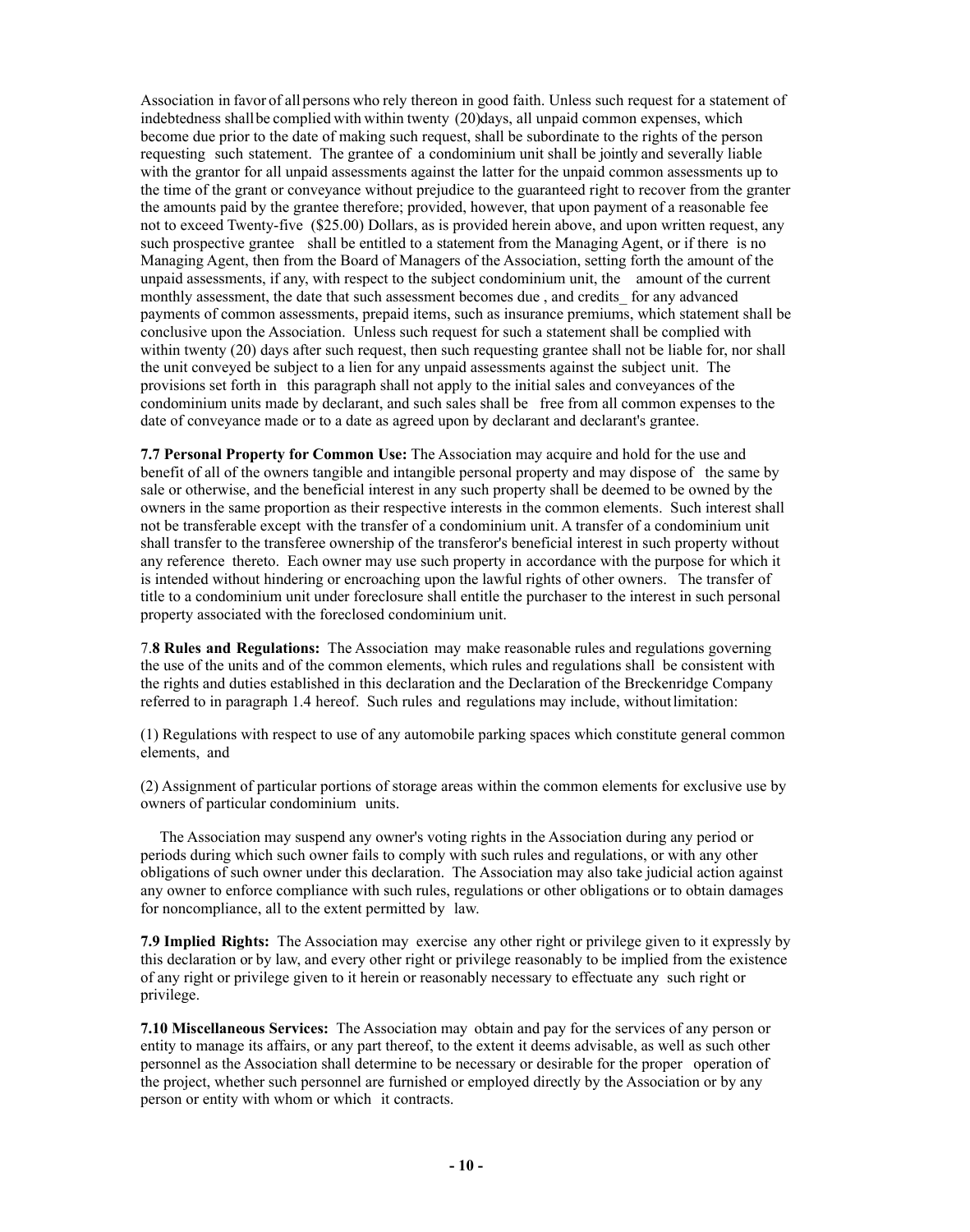Association in favor of all persons who rely thereon in good faith. Unless such request for a statement of indebtedness shall be complied with within twenty (20)days, all unpaid common expenses, which become due prior to the date of making such request, shall be subordinate to the rights of the person requesting such statement. The grantee of a condominium unit shall be jointly and severally liable with the grantor for all unpaid assessments against the latter for the unpaid common assessments up to the time of the grant or conveyance without prejudice to the guaranteed right to recover from the granter the amounts paid by the grantee therefore; provided, however, that upon payment of a reasonable fee not to exceed Twenty-five ($25.00) Dollars, as is provided herein above, and upon written request, any such prospective grantee shall be entitled to a statement from the Managing Agent, or if there is no Managing Agent, then from the Board of Managers of the Association, setting forth the amount of the unpaid assessments, if any, with respect to the subject condominium unit, the amount of the current monthly assessment, the date that such assessment becomes due , and credits_ for any advanced payments of common assessments, prepaid items, such as insurance premiums, which statement shall be conclusive upon the Association. Unless such request for such a statement shall be complied with within twenty (20) days after such request, then such requesting grantee shall not be liable for, nor shall the unit conveyed be subject to a lien for any unpaid assessments against the subject unit. The provisions set forth in this paragraph shall not apply to the initial sales and conveyances of the condominium units made by declarant, and such sales shall be free from all common expenses to the date of conveyance made or to a date as agreed upon by declarant and declarant's grantee.

**7.7 Personal Property for Common Use:** The Association may acquire and hold for the use and benefit of all of the owners tangible and intangible personal property and may dispose of the same by sale or otherwise, and the beneficial interest in any such property shall be deemed to be owned by the owners in the same proportion as their respective interests in the common elements. Such interest shall not be transferable except with the transfer of a condominium unit. A transfer of a condominium unit shall transfer to the transferee ownership of the transferor's beneficial interest in such property without any reference thereto. Each owner may use such property in accordance with the purpose for which it is intended without hindering or encroaching upon the lawful rights of other owners. The transfer of title to a condominium unit under foreclosure shall entitle the purchaser to the interest in such personal property associated with the foreclosed condominium unit.

7.**8 Rules and Regulations:** The Association may make reasonable rules and regulations governing the use of the units and of the common elements, which rules and regulations shall be consistent with the rights and duties established in this declaration and the Declaration of the Breckenridge Company referred to in paragraph 1.4 hereof. Such rules and regulations may include, without limitation:

(1) Regulations with respect to use of any automobile parking spaces which constitute general common elements, and

(2) Assignment of particular portions of storage areas within the common elements for exclusive use by owners of particular condominium units.

The Association may suspend any owner's voting rights in the Association during any period or periods during which such owner fails to comply with such rules and regulations, or with any other obligations of such owner under this declaration. The Association may also take judicial action against any owner to enforce compliance with such rules, regulations or other obligations or to obtain damages for noncompliance, all to the extent permitted by law.

**7.9 Implied Rights:** The Association may exercise any other right or privilege given to it expressly by this declaration or by law, and every other right or privilege reasonably to be implied from the existence of any right or privilege given to it herein or reasonably necessary to effectuate any such right or privilege.

**7.10 Miscellaneous Services:** The Association may obtain and pay for the services of any person or entity to manage its affairs, or any part thereof, to the extent it deems advisable, as well as such other personnel as the Association shall determine to be necessary or desirable for the proper operation of the project, whether such personnel are furnished or employed directly by the Association or by any person or entity with whom or which it contracts.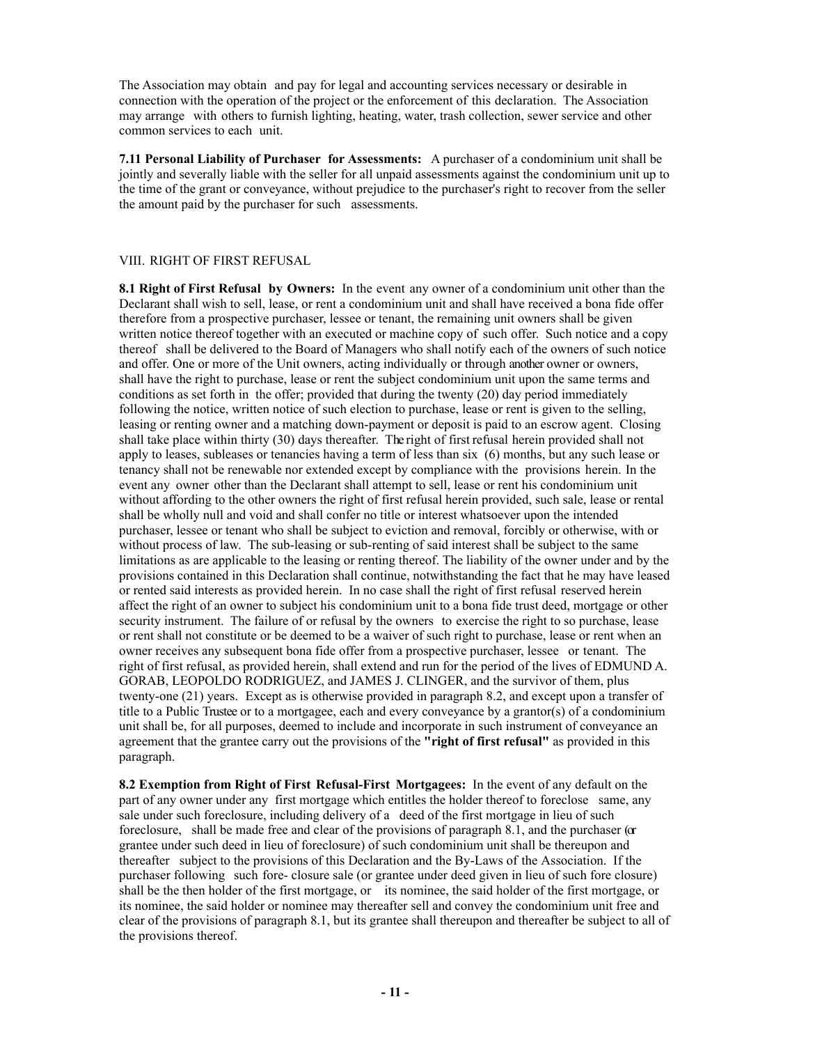The Association may obtain and pay for legal and accounting services necessary or desirable in connection with the operation of the project or the enforcement of this declaration. The Association may arrange with others to furnish lighting, heating, water, trash collection, sewer service and other common services to each unit.

**7.11 Personal Liability of Purchaser for Assessments:** A purchaser of a condominium unit shall be jointly and severally liable with the seller for all unpaid assessments against the condominium unit up to the time of the grant or conveyance, without prejudice to the purchaser's right to recover from the seller the amount paid by the purchaser for such assessments.

## VIII. RIGHT OF FIRST REFUSAL

**8.1 Right of First Refusal by Owners:** In the event any owner of a condominium unit other than the Declarant shall wish to sell, lease, or rent a condominium unit and shall have received a bona fide offer therefore from a prospective purchaser, lessee or tenant, the remaining unit owners shall be given written notice thereof together with an executed or machine copy of such offer. Such notice and a copy thereof shall be delivered to the Board of Managers who shall notify each of the owners of such notice and offer. One or more of the Unit owners, acting individually or through another owner or owners, shall have the right to purchase, lease or rent the subject condominium unit upon the same terms and conditions as set forth in the offer; provided that during the twenty (20) day period immediately following the notice, written notice of such election to purchase, lease or rent is given to the selling, leasing or renting owner and a matching down-payment or deposit is paid to an escrow agent. Closing shall take place within thirty (30) days thereafter. The right of first refusal herein provided shall not apply to leases, subleases or tenancies having a term of less than six (6) months, but any such lease or tenancy shall not be renewable nor extended except by compliance with the provisions herein. In the event any owner other than the Declarant shall attempt to sell, lease or rent his condominium unit without affording to the other owners the right of first refusal herein provided, such sale, lease or rental shall be wholly null and void and shall confer no title or interest whatsoever upon the intended purchaser, lessee or tenant who shall be subject to eviction and removal, forcibly or otherwise, with or without process of law. The sub-leasing or sub-renting of said interest shall be subject to the same limitations as are applicable to the leasing or renting thereof. The liability of the owner under and by the provisions contained in this Declaration shall continue, notwithstanding the fact that he may have leased or rented said interests as provided herein. In no case shall the right of first refusal reserved herein affect the right of an owner to subject his condominium unit to a bona fide trust deed, mortgage or other security instrument. The failure of or refusal by the owners to exercise the right to so purchase, lease or rent shall not constitute or be deemed to be a waiver of such right to purchase, lease or rent when an owner receives any subsequent bona fide offer from a prospective purchaser, lessee or tenant. The right of first refusal, as provided herein, shall extend and run for the period of the lives of EDMUND A. GORAB, LEOPOLDO RODRIGUEZ, and JAMES J. CLINGER, and the survivor of them, plus twenty-one (21) years. Except as is otherwise provided in paragraph 8.2, and except upon a transfer of title to a Public Trustee or to a mortgagee, each and every conveyance by a grantor(s) of a condominium unit shall be, for all purposes, deemed to include and incorporate in such instrument of conveyance an agreement that the grantee carry out the provisions of the **"right of first refusal"** as provided in this paragraph.

**8.2 Exemption from Right of First Refusal-First Mortgagees:** In the event of any default on the part of any owner under any first mortgage which entitles the holder thereof to foreclose same, any sale under such foreclosure, including delivery of a deed of the first mortgage in lieu of such foreclosure, shall be made free and clear of the provisions of paragraph 8.1, and the purchaser (or grantee under such deed in lieu of foreclosure) of such condominium unit shall be thereupon and thereafter subject to the provisions of this Declaration and the By-Laws of the Association. If the purchaser following such fore- closure sale (or grantee under deed given in lieu of such fore closure) shall be the then holder of the first mortgage, or its nominee, the said holder of the first mortgage, or its nominee, the said holder or nominee may thereafter sell and convey the condominium unit free and clear of the provisions of paragraph 8.1, but its grantee shall thereupon and thereafter be subject to all of the provisions thereof.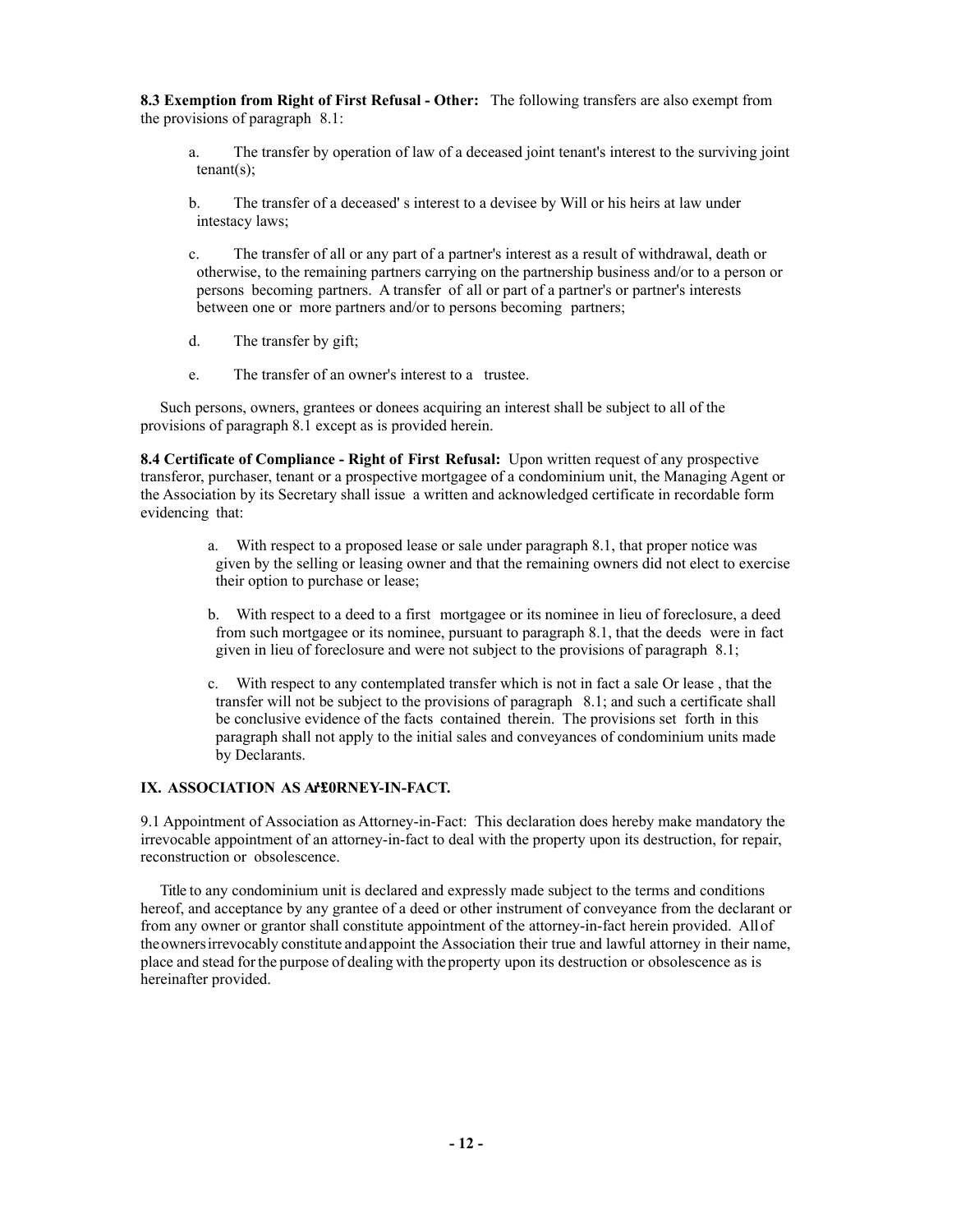**8.3 Exemption from Right of First Refusal - Other:** The following transfers are also exempt from the provisions of paragraph 8.1:

a. The transfer by operation of law of a deceased joint tenant's interest to the surviving joint tenant(s);

b. The transfer of a deceased' s interest to a devisee by Will or his heirs at law under intestacy laws;

c. The transfer of all or any part of a partner's interest as a result of withdrawal, death or otherwise, to the remaining partners carrying on the partnership business and/or to a person or persons becoming partners. A transfer of all or part of a partner's or partner's interests between one or more partners and/or to persons becoming partners;

d. The transfer by gift;

e. The transfer of an owner's interest to a trustee.

Such persons, owners, grantees or donees acquiring an interest shall be subject to all of the provisions of paragraph 8.1 except as is provided herein.

**8.4 Certificate of Compliance - Right of First Refusal:** Upon written request of any prospective transferor, purchaser, tenant or a prospective mortgagee of a condominium unit, the Managing Agent or the Association by its Secretary shall issue a written and acknowledged certificate in recordable form evidencing that:

a. With respect to a proposed lease or sale under paragraph 8.1, that proper notice was given by the selling or leasing owner and that the remaining owners did not elect to exercise their option to purchase or lease;

b. With respect to a deed to a first mortgagee or its nominee in lieu of foreclosure, a deed from such mortgagee or its nominee, pursuant to paragraph 8.1, that the deeds were in fact given in lieu of foreclosure and were not subject to the provisions of paragraph 8.1;

c. With respect to any contemplated transfer which is not in fact a sale Or lease , that the transfer will not be subject to the provisions of paragraph 8.1; and such a certificate shall be conclusive evidence of the facts contained therein. The provisions set forth in this paragraph shall not apply to the initial sales and conveyances of condominium units made by Declarants.

### IX. ASSOCIATION AS ATTORNEY-IN-FACT.

9.1 Appointment of Association as Attorney-in-Fact: This declaration does hereby make mandatory the irrevocable appointment of an attorney-in-fact to deal with the property upon its destruction, for repair, reconstruction or obsolescence.

Title to any condominium unit is declared and expressly made subject to the terms and conditions hereof, and acceptance by any grantee of a deed or other instrument of conveyance from the declarant or from any owner or grantor shall constitute appointment of the attorney-in-fact herein provided. All of the owners irrevocably constitute and appoint the Association their true and lawful attorney in their name, place and stead for the purpose of dealing with the property upon its destruction or obsolescence as is hereinafter provided.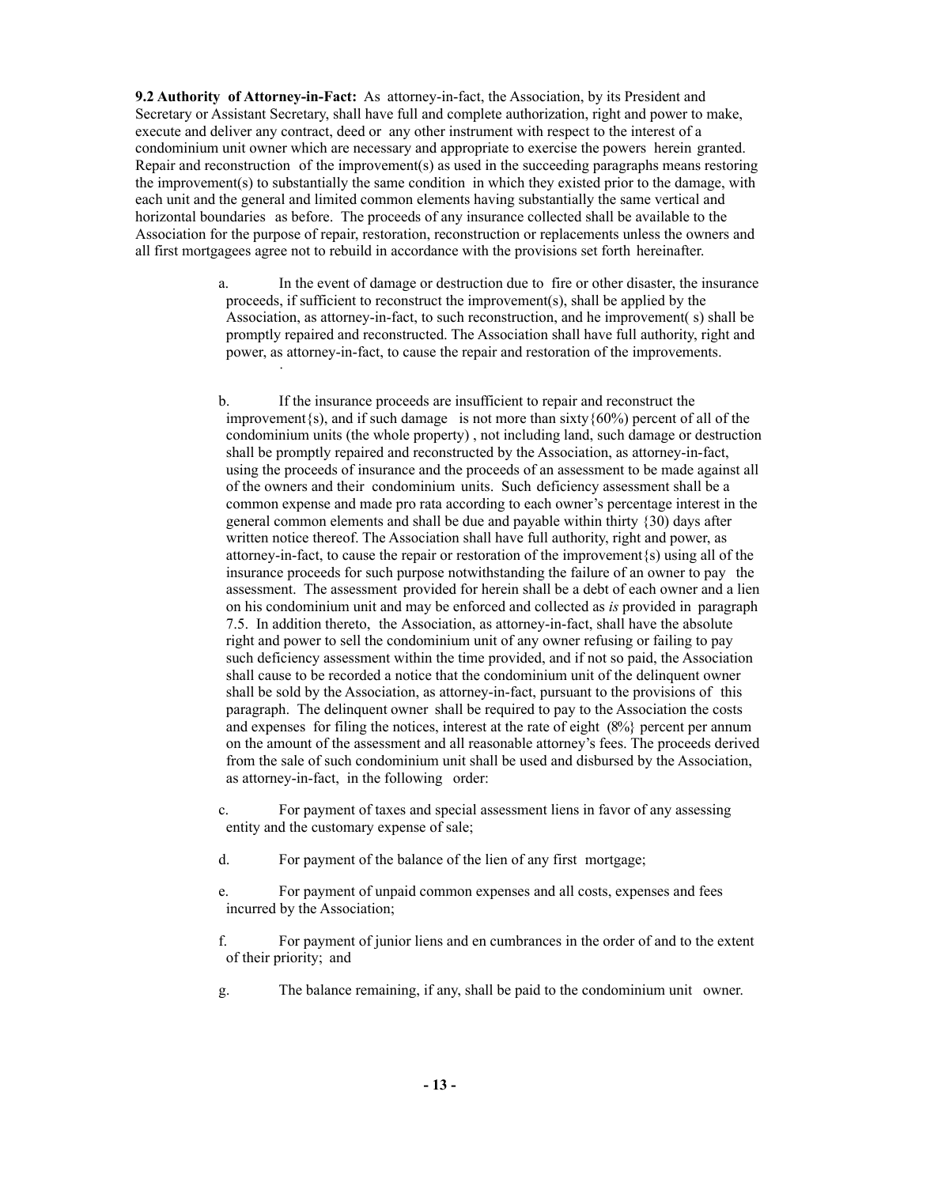**9.2 Authority of Attorney-in-Fact:** As attorney-in-fact, the Association, by its President and Secretary or Assistant Secretary, shall have full and complete authorization, right and power to make, execute and deliver any contract, deed or any other instrument with respect to the interest of a condominium unit owner which are necessary and appropriate to exercise the powers herein granted. Repair and reconstruction of the improvement(s) as used in the succeeding paragraphs means restoring the improvement(s) to substantially the same condition in which they existed prior to the damage, with each unit and the general and limited common elements having substantially the same vertical and horizontal boundaries as before. The proceeds of any insurance collected shall be available to the Association for the purpose of repair, restoration, reconstruction or replacements unless the owners and all first mortgagees agree not to rebuild in accordance with the provisions set forth hereinafter.

a. In the event of damage or destruction due to fire or other disaster, the insurance proceeds, if sufficient to reconstruct the improvement(s), shall be applied by the Association, as attorney-in-fact, to such reconstruction, and he improvement( s) shall be promptly repaired and reconstructed. The Association shall have full authority, right and power, as attorney-in-fact, to cause the repair and restoration of the improvements.

b. If the insurance proceeds are insufficient to repair and reconstruct the improvement{s), and if such damage is not more than sixty{60%) percent of all of the condominium units (the whole property) , not including land, such damage or destruction shall be promptly repaired and reconstructed by the Association, as attorney-in-fact, using the proceeds of insurance and the proceeds of an assessment to be made against all of the owners and their condominium units. Such deficiency assessment shall be a common expense and made pro rata according to each owner's percentage interest in the general common elements and shall be due and payable within thirty {30) days after written notice thereof. The Association shall have full authority, right and power, as attorney-in-fact, to cause the repair or restoration of the improvement{s) using all of the insurance proceeds for such purpose notwithstanding the failure of an owner to pay the assessment. The assessment provided for herein shall be a debt of each owner and a lien on his condominium unit and may be enforced and collected as *is* provided in paragraph 7.5. In addition thereto, the Association, as attorney-in-fact, shall have the absolute right and power to sell the condominium unit of any owner refusing or failing to pay such deficiency assessment within the time provided, and if not so paid, the Association shall cause to be recorded a notice that the condominium unit of the delinquent owner shall be sold by the Association, as attorney-in-fact, pursuant to the provisions of this paragraph. The delinquent owner shall be required to pay to the Association the costs and expenses for filing the notices, interest at the rate of eight (8%} percent per annum on the amount of the assessment and all reasonable attorney's fees. The proceeds derived from the sale of such condominium unit shall be used and disbursed by the Association, as attorney-in-fact, in the following order:

c. For payment of taxes and special assessment liens in favor of any assessing entity and the customary expense of sale;

d. For payment of the balance of the lien of any first mortgage;

e. For payment of unpaid common expenses and all costs, expenses and fees incurred by the Association;

f. For payment of junior liens and en cumbrances in the order of and to the extent of their priority; and

g. The balance remaining, if any, shall be paid to the condominium unit owner.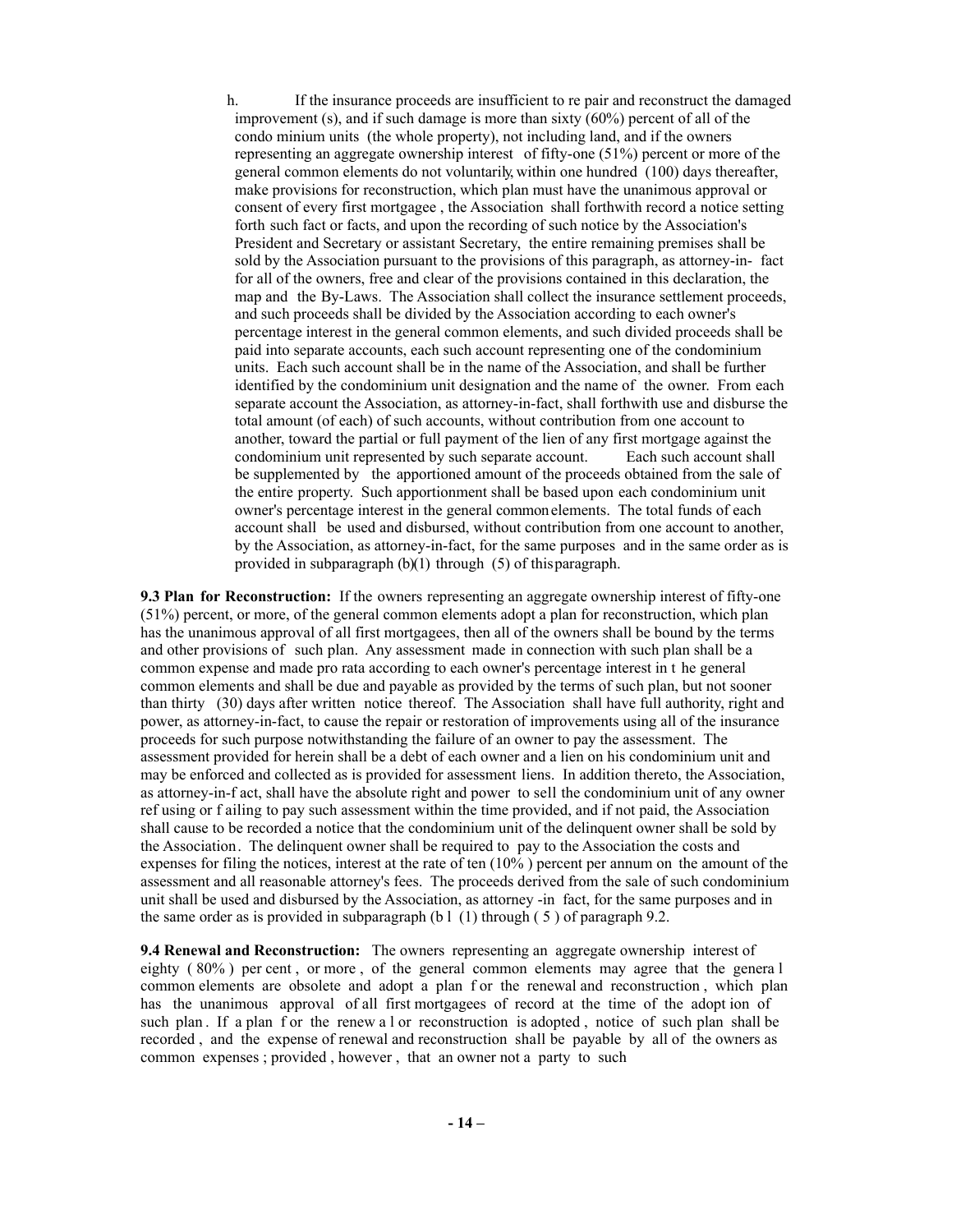h. If the insurance proceeds are insufficient to repair and reconstruct the damaged improvement (s), and if such damage is more than sixty (60%) percent of all of the condominium units (the whole property), not including land, and if the owners representing an aggregate ownership interest of fifty-one (51%) percent or more of the general common elements do not voluntarily, within one hundred (100) days thereafter, make provisions for reconstruction, which plan must have the unanimous approval or consent of every first mortgagee, the Association shall forthwith record a notice setting forth such fact or facts, and upon the recording of such notice by the Association's President and Secretary or assistant Secretary, the entire remaining premises shall be sold by the Association pursuant to the provisions of this paragraph, as attorney-in- fact for all of the owners, free and clear of the provisions contained in this declaration, the map and the By-Laws. The Association shall collect the insurance settlement proceeds, and such proceeds shall be divided by the Association according to each owner's percentage interest in the general common elements, and such divided proceeds shall be paid into separate accounts, each such account representing one of the condominium units. Each such account shall be in the name of the Association, and shall be further identified by the condominium unit designation and the name of the owner. From each separate account the Association, as attorney-in-fact, shall forthwith use and disburse the total amount (of each) of such accounts, without contribution from one account to another, toward the partial or full payment of the lien of any first mortgage against the condominium unit represented by such separate account. Each such account shall be supplemented by the apportioned amount of the proceeds obtained from the sale of the entire property. Such apportionment shall be based upon each condominium unit owner's percentage interest in the general common elements. The total funds of each account shall be used and disbursed, without contribution from one account to another, by the Association, as attorney-in-fact, for the same purposes and in the same order as is provided in subparagraph (b)(1) through (5) of this paragraph.

**9.3 Plan for Reconstruction:** If the owners representing an aggregate ownership interest of fifty-one (51%) percent, or more, of the general common elements adopt a plan for reconstruction, which plan has the unanimous approval of all first mortgagees, then all of the owners shall be bound by the terms and other provisions of such plan. Any assessment made in connection with such plan shall be a common expense and made pro rata according to each owner's percentage interest in the general common elements and shall be due and payable as provided by the terms of such plan, but not sooner than thirty (30) days after written notice thereof. The Association shall have full authority, right and power, as attorney-in-fact, to cause the repair or restoration of improvements using all of the insurance proceeds for such purpose notwithstanding the failure of an owner to pay the assessment. The assessment provided for herein shall be a debt of each owner and a lien on his condominium unit and may be enforced and collected as is provided for assessment liens. In addition thereto, the Association, as attorney-in-fact, shall have the absolute right and power to sell the condominium unit of any owner refusing or failing to pay such assessment within the time provided, and if not paid, the Association shall cause to be recorded a notice that the condominium unit of the delinquent owner shall be sold by the Association. The delinquent owner shall be required to pay to the Association the costs and expenses for filing the notices, interest at the rate of ten (10%) percent per annum on the amount of the assessment and all reasonable attorney's fees. The proceeds derived from the sale of such condominium unit shall be used and disbursed by the Association, as attorney -in fact, for the same purposes and in the same order as is provided in subparagraph (b l (1) through ( 5 ) of paragraph 9.2.

**9.4 Renewal and Reconstruction:** The owners representing an aggregate ownership interest of eighty ( 80% ) per cent, or more, of the general common elements may agree that the general common elements are obsolete and adopt a plan for the renewal and reconstruction, which plan has the unanimous approval of all first mortgagees of record at the time of the adoption of such plan. If a plan for the renewal or reconstruction is adopted, notice of such plan shall be recorded, and the expense of renewal and reconstruction shall be payable by all of the owners as common expenses; provided, however, that an owner not a party to such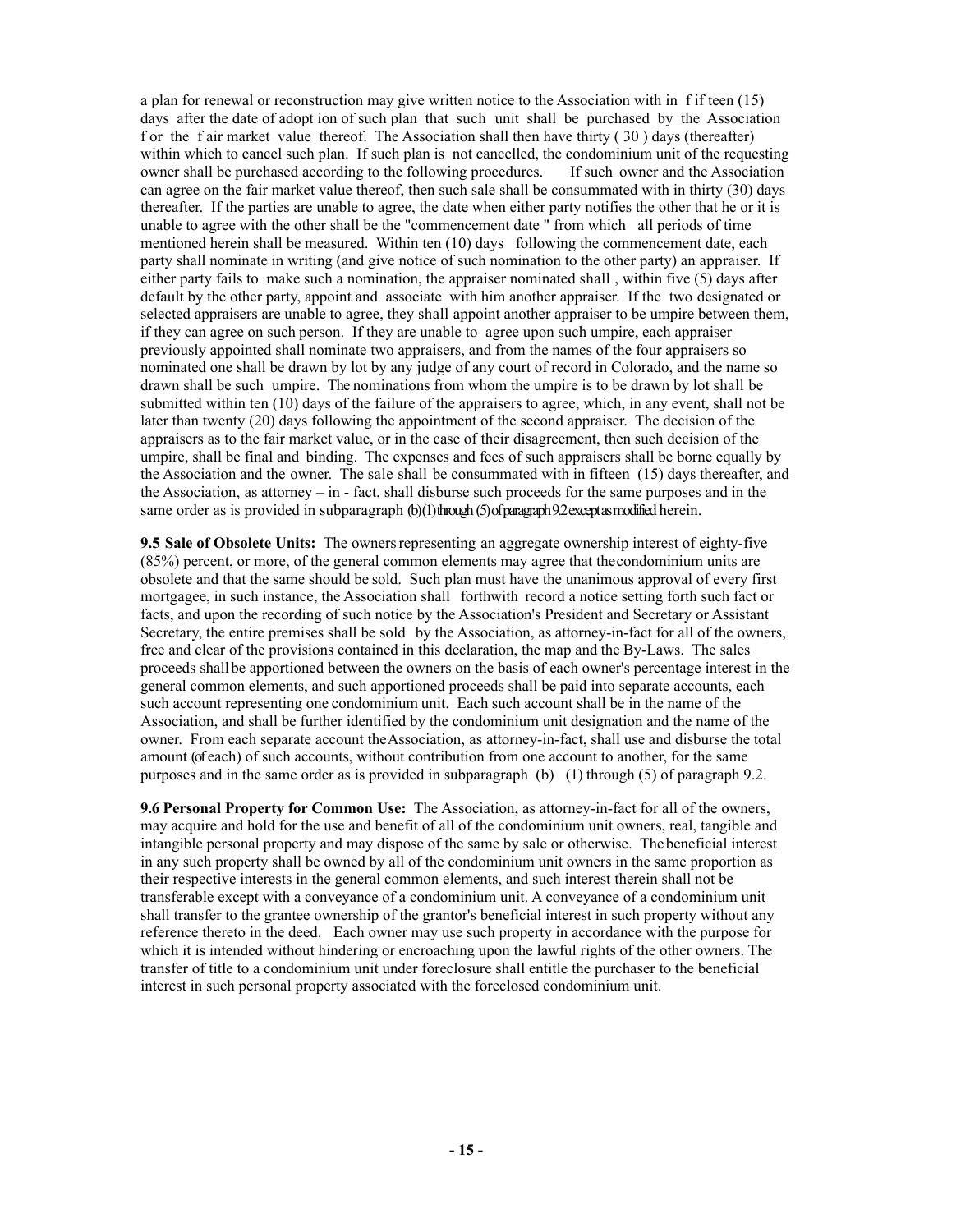a plan for renewal or reconstruction may give written notice to the Association within fifteen (15) days after the date of adoption of such plan that such unit shall be purchased by the Association for the fair market value thereof. The Association shall then have thirty (30) days (thereafter) within which to cancel such plan. If such plan is not cancelled, the condominium unit of the requesting owner shall be purchased according to the following procedures. If such owner and the Association can agree on the fair market value thereof, then such sale shall be consummated within thirty (30) days thereafter. If the parties are unable to agree, the date when either party notifies the other that he or it is unable to agree with the other shall be the "commencement date" from which all periods of time mentioned herein shall be measured. Within ten (10) days following the commencement date, each party shall nominate in writing (and give notice of such nomination to the other party) an appraiser. If either party fails to make such a nomination, the appraiser nominated shall, within five (5) days after default by the other party, appoint and associate with him another appraiser. If the two designated or selected appraisers are unable to agree, they shall appoint another appraiser to be umpire between them, if they can agree on such person. If they are unable to agree upon such umpire, each appraiser previously appointed shall nominate two appraisers, and from the names of the four appraisers so nominated one shall be drawn by lot by any judge of any court of record in Colorado, and the name so drawn shall be such umpire. The nominations from whom the umpire is to be drawn by lot shall be submitted within ten (10) days of the failure of the appraisers to agree, which, in any event, shall not be later than twenty (20) days following the appointment of the second appraiser. The decision of the appraisers as to the fair market value, or in the case of their disagreement, then such decision of the umpire, shall be final and binding. The expenses and fees of such appraisers shall be borne equally by the Association and the owner. The sale shall be consummated within fifteen (15) days thereafter, and the Association, as attorney – in - fact, shall disburse such proceeds for the same purposes and in the same order as is provided in subparagraph (b)(1) through (5) of paragraph 9.2 except as modified herein.

**9.5 Sale of Obsolete Units:** The owners representing an aggregate ownership interest of eighty-five (85%) percent, or more, of the general common elements may agree that the condominium units are obsolete and that the same should be sold. Such plan must have the unanimous approval of every first mortgagee, in such instance, the Association shall forthwith record a notice setting forth such fact or facts, and upon the recording of such notice by the Association's President and Secretary or Assistant Secretary, the entire premises shall be sold by the Association, as attorney-in-fact for all of the owners, free and clear of the provisions contained in this declaration, the map and the By-Laws. The sales proceeds shall be apportioned between the owners on the basis of each owner's percentage interest in the general common elements, and such apportioned proceeds shall be paid into separate accounts, each such account representing one condominium unit. Each such account shall be in the name of the Association, and shall be further identified by the condominium unit designation and the name of the owner. From each separate account the Association, as attorney-in-fact, shall use and disburse the total amount (of each) of such accounts, without contribution from one account to another, for the same purposes and in the same order as is provided in subparagraph (b) (1) through (5) of paragraph 9.2.

**9.6 Personal Property for Common Use:** The Association, as attorney-in-fact for all of the owners, may acquire and hold for the use and benefit of all of the condominium unit owners, real, tangible and intangible personal property and may dispose of the same by sale or otherwise. The beneficial interest in any such property shall be owned by all of the condominium unit owners in the same proportion as their respective interests in the general common elements, and such interest therein shall not be transferable except with a conveyance of a condominium unit. A conveyance of a condominium unit shall transfer to the grantee ownership of the grantor's beneficial interest in such property without any reference thereto in the deed. Each owner may use such property in accordance with the purpose for which it is intended without hindering or encroaching upon the lawful rights of the other owners. The transfer of title to a condominium unit under foreclosure shall entitle the purchaser to the beneficial interest in such personal property associated with the foreclosed condominium unit.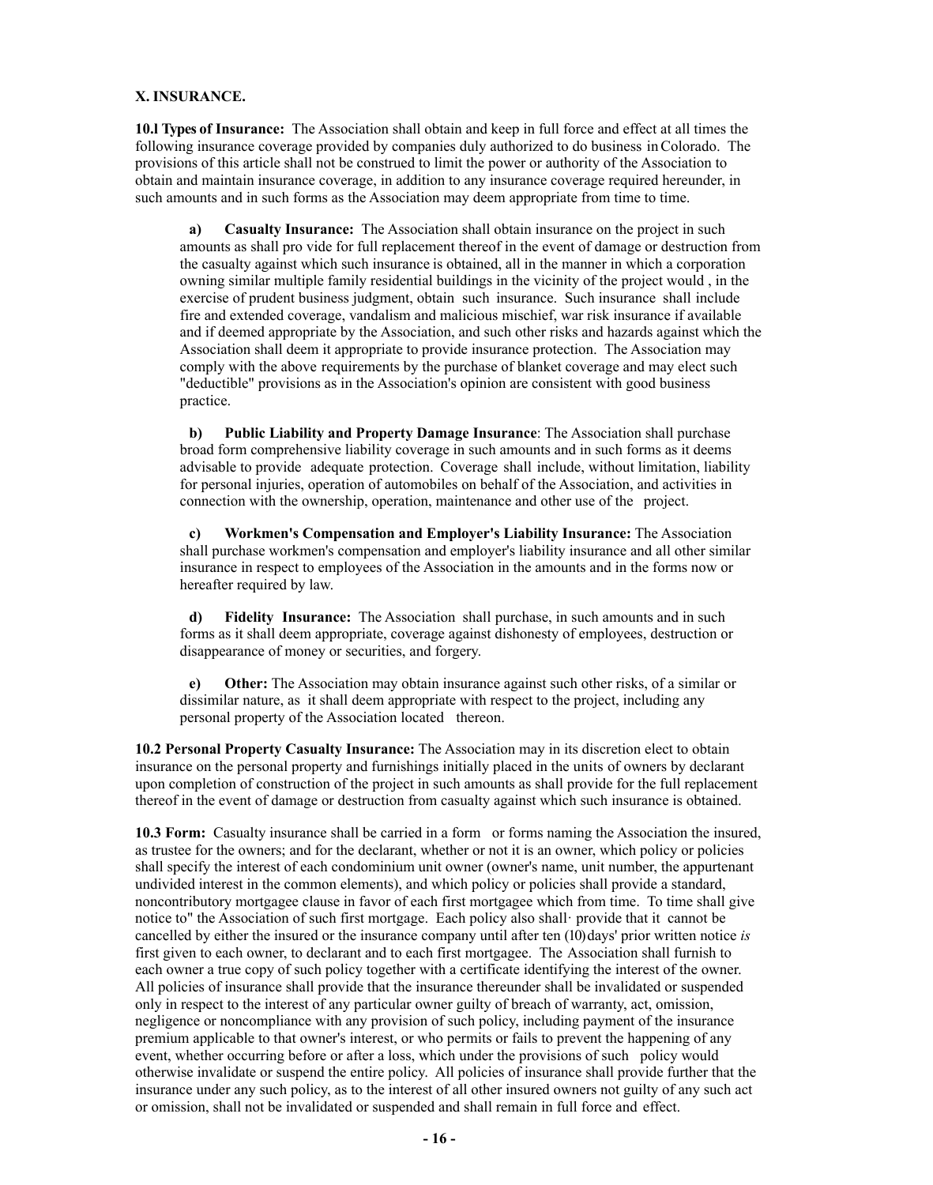**X. INSURANCE.**

**10.l Types of Insurance:** The Association shall obtain and keep in full force and effect at all times the following insurance coverage provided by companies duly authorized to do business in Colorado. The provisions of this article shall not be construed to limit the power or authority of the Association to obtain and maintain insurance coverage, in addition to any insurance coverage required hereunder, in such amounts and in such forms as the Association may deem appropriate from time to time.

**a) Casualty Insurance:** The Association shall obtain insurance on the project in such amounts as shall pro vide for full replacement thereof in the event of damage or destruction from the casualty against which such insurance is obtained, all in the manner in which a corporation owning similar multiple family residential buildings in the vicinity of the project would , in the exercise of prudent business judgment, obtain such insurance. Such insurance shall include fire and extended coverage, vandalism and malicious mischief, war risk insurance if available and if deemed appropriate by the Association, and such other risks and hazards against which the Association shall deem it appropriate to provide insurance protection. The Association may comply with the above requirements by the purchase of blanket coverage and may elect such "deductible" provisions as in the Association's opinion are consistent with good business practice.

**b) Public Liability and Property Damage Insurance**: The Association shall purchase broad form comprehensive liability coverage in such amounts and in such forms as it deems advisable to provide adequate protection. Coverage shall include, without limitation, liability for personal injuries, operation of automobiles on behalf of the Association, and activities in connection with the ownership, operation, maintenance and other use of the project.

**c) Workmen's Compensation and Employer's Liability Insurance:** The Association shall purchase workmen's compensation and employer's liability insurance and all other similar insurance in respect to employees of the Association in the amounts and in the forms now or hereafter required by law.

**d) Fidelity Insurance:** The Association shall purchase, in such amounts and in such forms as it shall deem appropriate, coverage against dishonesty of employees, destruction or disappearance of money or securities, and forgery.

**e) Other:** The Association may obtain insurance against such other risks, of a similar or dissimilar nature, as it shall deem appropriate with respect to the project, including any personal property of the Association located thereon.

**10.2 Personal Property Casualty Insurance:** The Association may in its discretion elect to obtain insurance on the personal property and furnishings initially placed in the units of owners by declarant upon completion of construction of the project in such amounts as shall provide for the full replacement thereof in the event of damage or destruction from casualty against which such insurance is obtained.

**10.3 Form:** Casualty insurance shall be carried in a form or forms naming the Association the insured, as trustee for the owners; and for the declarant, whether or not it is an owner, which policy or policies shall specify the interest of each condominium unit owner (owner's name, unit number, the appurtenant undivided interest in the common elements), and which policy or policies shall provide a standard, noncontributory mortgagee clause in favor of each first mortgagee which from time. To time shall give notice to" the Association of such first mortgage. Each policy also shall· provide that it cannot be cancelled by either the insured or the insurance company until after ten (10) days' prior written notice *is* first given to each owner, to declarant and to each first mortgagee. The Association shall furnish to each owner a true copy of such policy together with a certificate identifying the interest of the owner. All policies of insurance shall provide that the insurance thereunder shall be invalidated or suspended only in respect to the interest of any particular owner guilty of breach of warranty, act, omission, negligence or noncompliance with any provision of such policy, including payment of the insurance premium applicable to that owner's interest, or who permits or fails to prevent the happening of any event, whether occurring before or after a loss, which under the provisions of such policy would otherwise invalidate or suspend the entire policy. All policies of insurance shall provide further that the insurance under any such policy, as to the interest of all other insured owners not guilty of any such act or omission, shall not be invalidated or suspended and shall remain in full force and effect.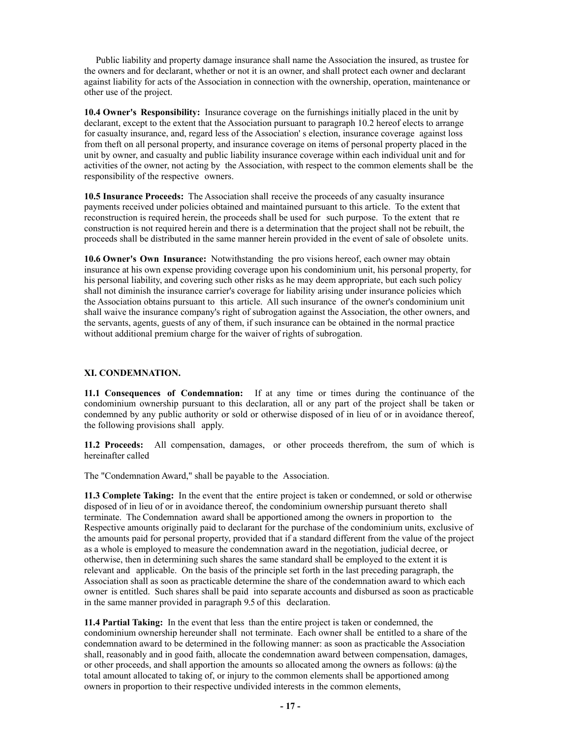Public liability and property damage insurance shall name the Association the insured, as trustee for the owners and for declarant, whether or not it is an owner, and shall protect each owner and declarant against liability for acts of the Association in connection with the ownership, operation, maintenance or other use of the project.

**10.4 Owner's Responsibility:** Insurance coverage on the furnishings initially placed in the unit by declarant, except to the extent that the Association pursuant to paragraph 10.2 hereof elects to arrange for casualty insurance, and, regard less of the Association' s election, insurance coverage against loss from theft on all personal property, and insurance coverage on items of personal property placed in the unit by owner, and casualty and public liability insurance coverage within each individual unit and for activities of the owner, not acting by the Association, with respect to the common elements shall be the responsibility of the respective owners.

**10.5 Insurance Proceeds:** The Association shall receive the proceeds of any casualty insurance payments received under policies obtained and maintained pursuant to this article. To the extent that reconstruction is required herein, the proceeds shall be used for such purpose. To the extent that re construction is not required herein and there is a determination that the project shall not be rebuilt, the proceeds shall be distributed in the same manner herein provided in the event of sale of obsolete units.

**10.6 Owner's Own Insurance:** Notwithstanding the pro visions hereof, each owner may obtain insurance at his own expense providing coverage upon his condominium unit, his personal property, for his personal liability, and covering such other risks as he may deem appropriate, but each such policy shall not diminish the insurance carrier's coverage for liability arising under insurance policies which the Association obtains pursuant to this article. All such insurance of the owner's condominium unit shall waive the insurance company's right of subrogation against the Association, the other owners, and the servants, agents, guests of any of them, if such insurance can be obtained in the normal practice without additional premium charge for the waiver of rights of subrogation.

## XI. CONDEMNATION.

**11.1 Consequences of Condemnation:** If at any time or times during the continuance of the condominium ownership pursuant to this declaration, all or any part of the project shall be taken or condemned by any public authority or sold or otherwise disposed of in lieu of or in avoidance thereof, the following provisions shall apply.

**11.2 Proceeds:** All compensation, damages, or other proceeds therefrom, the sum of which is hereinafter called

The "Condemnation Award," shall be payable to the Association.

**11.3 Complete Taking:** In the event that the entire project is taken or condemned, or sold or otherwise disposed of in lieu of or in avoidance thereof, the condominium ownership pursuant thereto shall terminate. The Condemnation award shall be apportioned among the owners in proportion to the Respective amounts originally paid to declarant for the purchase of the condominium units, exclusive of the amounts paid for personal property, provided that if a standard different from the value of the project as a whole is employed to measure the condemnation award in the negotiation, judicial decree, or otherwise, then in determining such shares the same standard shall be employed to the extent it is relevant and applicable. On the basis of the principle set forth in the last preceding paragraph, the Association shall as soon as practicable determine the share of the condemnation award to which each owner is entitled. Such shares shall be paid into separate accounts and disbursed as soon as practicable in the same manner provided in paragraph 9.5 of this declaration.

**11.4 Partial Taking:** In the event that less than the entire project is taken or condemned, the condominium ownership hereunder shall not terminate. Each owner shall be entitled to a share of the condemnation award to be determined in the following manner: as soon as practicable the Association shall, reasonably and in good faith, allocate the condemnation award between compensation, damages, or other proceeds, and shall apportion the amounts so allocated among the owners as follows: (a) the total amount allocated to taking of, or injury to the common elements shall be apportioned among owners in proportion to their respective undivided interests in the common elements,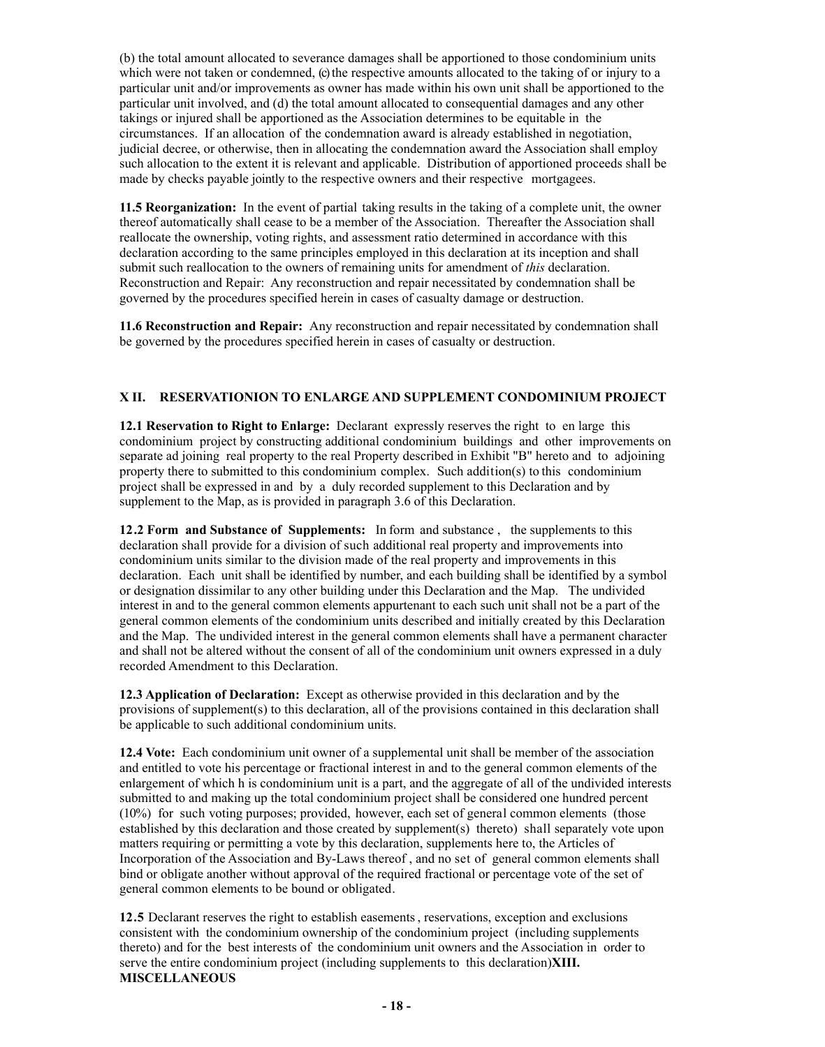(b) the total amount allocated to severance damages shall be apportioned to those condominium units which were not taken or condemned, (c) the respective amounts allocated to the taking of or injury to a particular unit and/or improvements as owner has made within his own unit shall be apportioned to the particular unit involved, and (d) the total amount allocated to consequential damages and any other takings or injured shall be apportioned as the Association determines to be equitable in the circumstances. If an allocation of the condemnation award is already established in negotiation, judicial decree, or otherwise, then in allocating the condemnation award the Association shall employ such allocation to the extent it is relevant and applicable. Distribution of apportioned proceeds shall be made by checks payable jointly to the respective owners and their respective mortgagees.

**11.5 Reorganization:** In the event of partial taking results in the taking of a complete unit, the owner thereof automatically shall cease to be a member of the Association. Thereafter the Association shall reallocate the ownership, voting rights, and assessment ratio determined in accordance with this declaration according to the same principles employed in this declaration at its inception and shall submit such reallocation to the owners of remaining units for amendment of *this* declaration. Reconstruction and Repair: Any reconstruction and repair necessitated by condemnation shall be governed by the procedures specified herein in cases of casualty damage or destruction.

**11.6 Reconstruction and Repair:** Any reconstruction and repair necessitated by condemnation shall be governed by the procedures specified herein in cases of casualty or destruction.

## X II. RESERVATIONION TO ENLARGE AND SUPPLEMENT CONDOMINIUM PROJECT

**12.1 Reservation to Right to Enlarge:** Declarant expressly reserves the right to en large this condominium project by constructing additional condominium buildings and other improvements on separate ad joining real property to the real Property described in Exhibit "B" hereto and to adjoining property there to submitted to this condominium complex. Such addition(s) to this condominium project shall be expressed in and by a duly recorded supplement to this Declaration and by supplement to the Map, as is provided in paragraph 3.6 of this Declaration.

**12.2 Form and Substance of Supplements:** In form and substance , the supplements to this declaration shall provide for a division of such additional real property and improvements into condominium units similar to the division made of the real property and improvements in this declaration. Each unit shall be identified by number, and each building shall be identified by a symbol or designation dissimilar to any other building under this Declaration and the Map. The undivided interest in and to the general common elements appurtenant to each such unit shall not be a part of the general common elements of the condominium units described and initially created by this Declaration and the Map. The undivided interest in the general common elements shall have a permanent character and shall not be altered without the consent of all of the condominium unit owners expressed in a duly recorded Amendment to this Declaration.

**12.3 Application of Declaration:** Except as otherwise provided in this declaration and by the provisions of supplement(s) to this declaration, all of the provisions contained in this declaration shall be applicable to such additional condominium units.

**12.4 Vote:** Each condominium unit owner of a supplemental unit shall be member of the association and entitled to vote his percentage or fractional interest in and to the general common elements of the enlargement of which h is condominium unit is a part, and the aggregate of all of the undivided interests submitted to and making up the total condominium project shall be considered one hundred percent (10%) for such voting purposes; provided, however, each set of general common elements (those established by this declaration and those created by supplement(s) thereto) shall separately vote upon matters requiring or permitting a vote by this declaration, supplements here to, the Articles of Incorporation of the Association and By-Laws thereof , and no set of general common elements shall bind or obligate another without approval of the required fractional or percentage vote of the set of general common elements to be bound or obligated.

**12.5** Declarant reserves the right to establish easements , reservations, exception and exclusions consistent with the condominium ownership of the condominium project (including supplements thereto) and for the best interests of the condominium unit owners and the Association in order to serve the entire condominium project (including supplements to this declaration)**XIII. MISCELLANEOUS**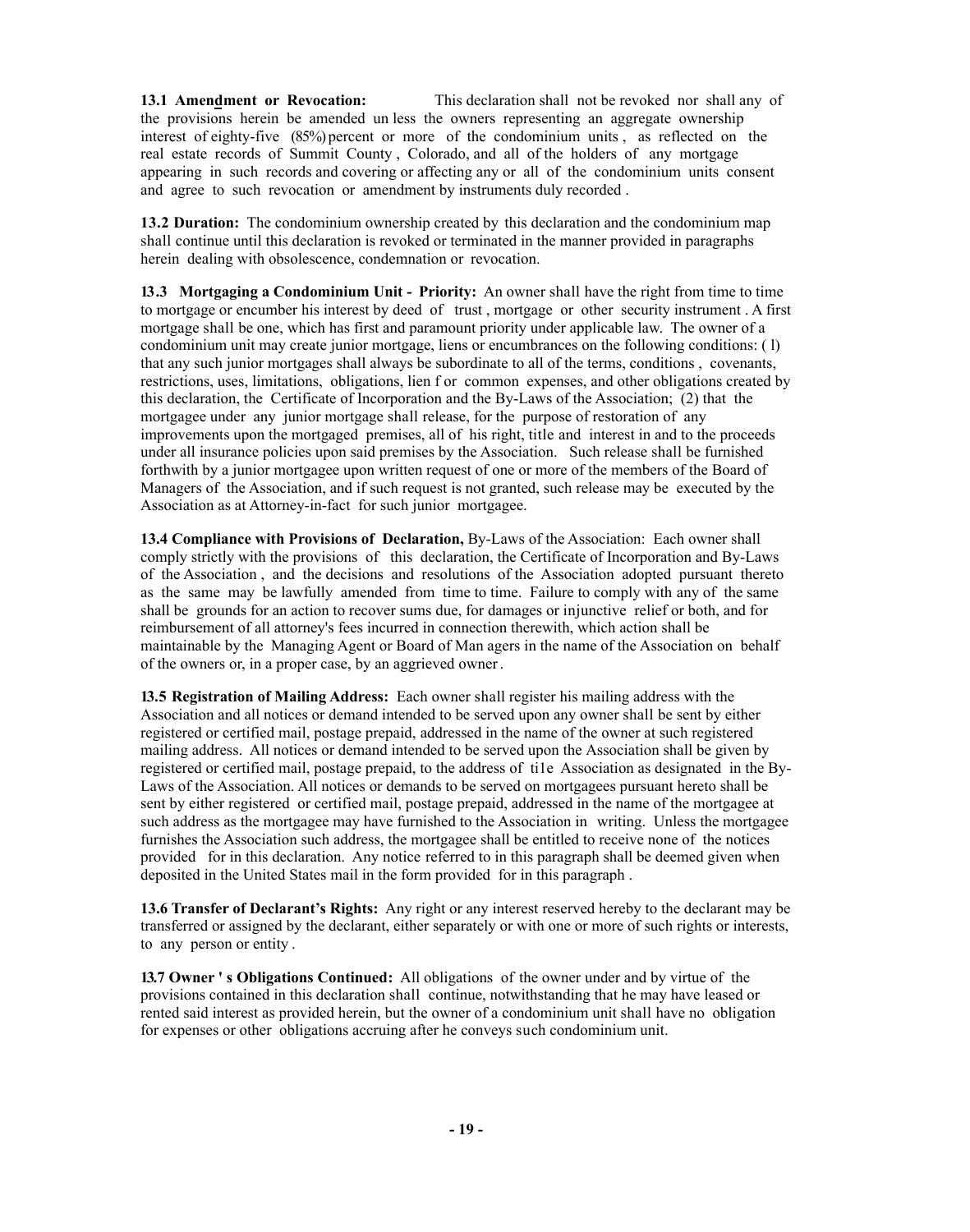**13.1 Amendment or Revocation:** This declaration shall not be revoked nor shall any of the provisions herein be amended unless the owners representing an aggregate ownership interest of eighty-five (85%) percent or more of the condominium units, as reflected on the real estate records of Summit County, Colorado, and all of the holders of any mortgage appearing in such records and covering or affecting any or all of the condominium units consent and agree to such revocation or amendment by instruments duly recorded.

**13.2 Duration:** The condominium ownership created by this declaration and the condominium map shall continue until this declaration is revoked or terminated in the manner provided in paragraphs herein dealing with obsolescence, condemnation or revocation.

**13.3 Mortgaging a Condominium Unit - Priority:** An owner shall have the right from time to time to mortgage or encumber his interest by deed of trust, mortgage or other security instrument. A first mortgage shall be one, which has first and paramount priority under applicable law. The owner of a condominium unit may create junior mortgage, liens or encumbrances on the following conditions: (l) that any such junior mortgages shall always be subordinate to all of the terms, conditions, covenants, restrictions, uses, limitations, obligations, lien f or common expenses, and other obligations created by this declaration, the Certificate of Incorporation and the By-Laws of the Association; (2) that the mortgagee under any junior mortgage shall release, for the purpose of restoration of any improvements upon the mortgaged premises, all of his right, title and interest in and to the proceeds under all insurance policies upon said premises by the Association. Such release shall be furnished forthwith by a junior mortgagee upon written request of one or more of the members of the Board of Managers of the Association, and if such request is not granted, such release may be executed by the Association as at Attorney-in-fact for such junior mortgagee.

**13.4 Compliance with Provisions of Declaration,** By-Laws of the Association: Each owner shall comply strictly with the provisions of this declaration, the Certificate of Incorporation and By-Laws of the Association, and the decisions and resolutions of the Association adopted pursuant thereto as the same may be lawfully amended from time to time. Failure to comply with any of the same shall be grounds for an action to recover sums due, for damages or injunctive relief or both, and for reimbursement of all attorney's fees incurred in connection therewith, which action shall be maintainable by the Managing Agent or Board of Man agers in the name of the Association on behalf of the owners or, in a proper case, by an aggrieved owner.

**13.5 Registration of Mailing Address:** Each owner shall register his mailing address with the Association and all notices or demand intended to be served upon any owner shall be sent by either registered or certified mail, postage prepaid, addressed in the name of the owner at such registered mailing address. All notices or demand intended to be served upon the Association shall be given by registered or certified mail, postage prepaid, to the address of ti1e Association as designated in the By-Laws of the Association. All notices or demands to be served on mortgagees pursuant hereto shall be sent by either registered or certified mail, postage prepaid, addressed in the name of the mortgagee at such address as the mortgagee may have furnished to the Association in writing. Unless the mortgagee furnishes the Association such address, the mortgagee shall be entitled to receive none of the notices provided for in this declaration. Any notice referred to in this paragraph shall be deemed given when deposited in the United States mail in the form provided for in this paragraph.

**13.6 Transfer of Declarant's Rights:** Any right or any interest reserved hereby to the declarant may be transferred or assigned by the declarant, either separately or with one or more of such rights or interests, to any person or entity.

**13.7 Owner ' s Obligations Continued:** All obligations of the owner under and by virtue of the provisions contained in this declaration shall continue, notwithstanding that he may have leased or rented said interest as provided herein, but the owner of a condominium unit shall have no obligation for expenses or other obligations accruing after he conveys such condominium unit.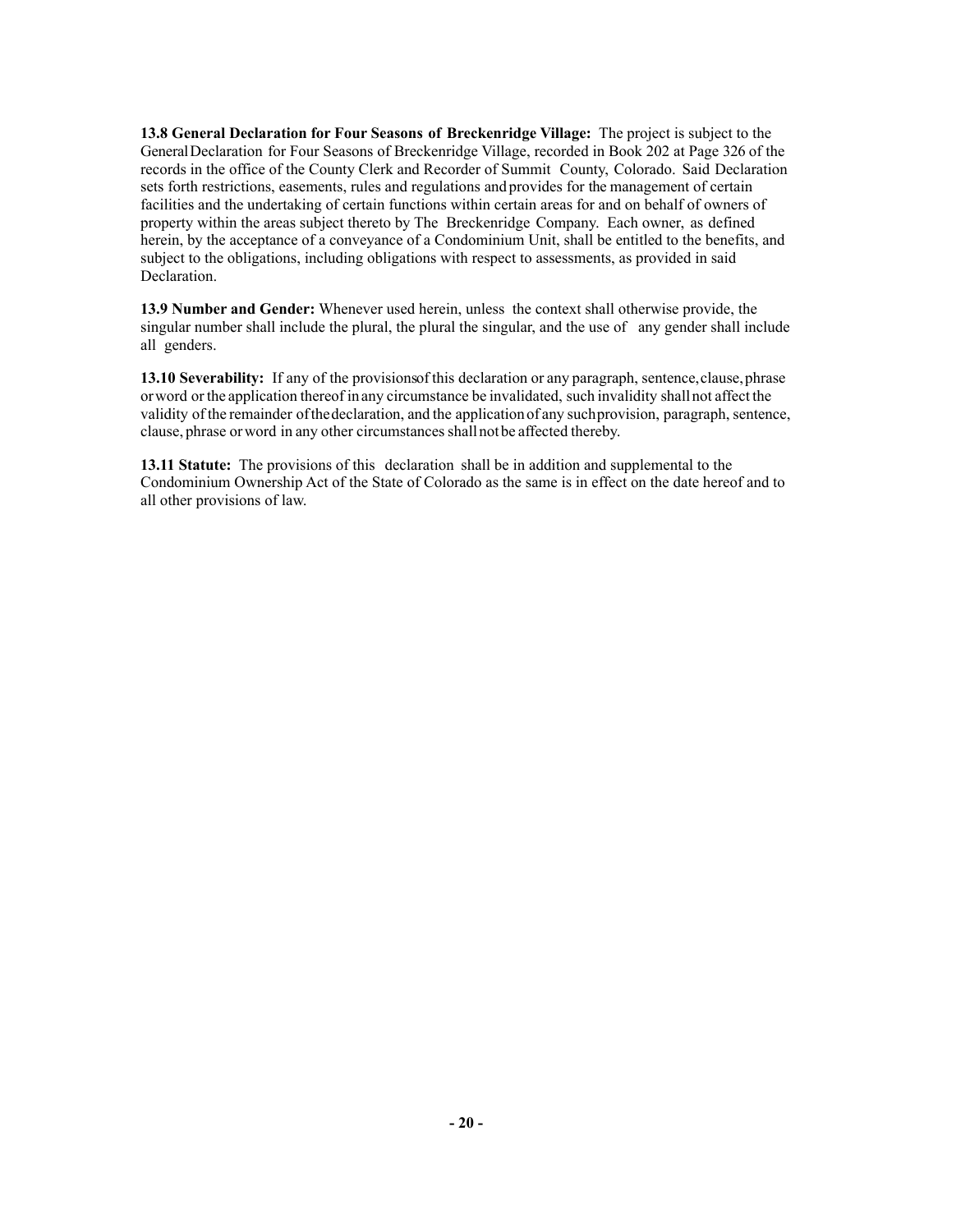**13.8 General Declaration for Four Seasons of Breckenridge Village:** The project is subject to the General Declaration for Four Seasons of Breckenridge Village, recorded in Book 202 at Page 326 of the records in the office of the County Clerk and Recorder of Summit County, Colorado. Said Declaration sets forth restrictions, easements, rules and regulations and provides for the management of certain facilities and the undertaking of certain functions within certain areas for and on behalf of owners of property within the areas subject thereto by The Breckenridge Company. Each owner, as defined herein, by the acceptance of a conveyance of a Condominium Unit, shall be entitled to the benefits, and subject to the obligations, including obligations with respect to assessments, as provided in said Declaration.

**13.9 Number and Gender:** Whenever used herein, unless the context shall otherwise provide, the singular number shall include the plural, the plural the singular, and the use of any gender shall include all genders.

**13.10 Severability:** If any of the provisions of this declaration or any paragraph, sentence, clause, phrase or word or the application thereof in any circumstance be invalidated, such invalidity shall not affect the validity of the remainder of the declaration, and the application of any such provision, paragraph, sentence, clause, phrase or word in any other circumstances shall not be affected thereby.

**13.11 Statute:** The provisions of this declaration shall be in addition and supplemental to the Condominium Ownership Act of the State of Colorado as the same is in effect on the date hereof and to all other provisions of law.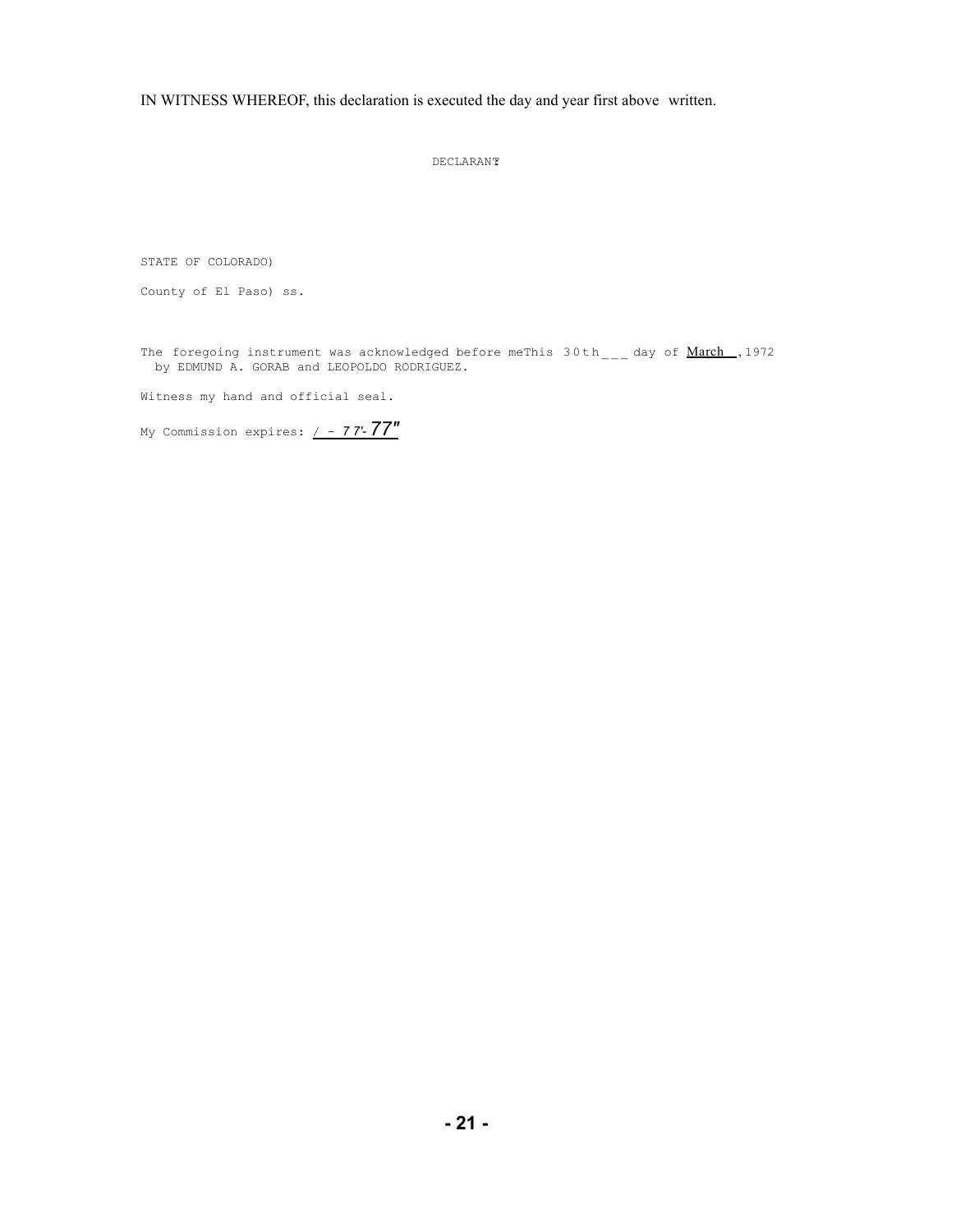IN WITNESS WHEREOF, this declaration is executed the day and year first above written.

DECLARANT

STATE OF COLORADO)

County of El Paso) ss.

The foregoing instrument was acknowledged before meThis 30th___ day of March , 1972 by EDMUND A. GORAB and LEOPOLDO RODRIGUEZ.

Witness my hand and official seal.

My Commission expires: / - 77'- 77"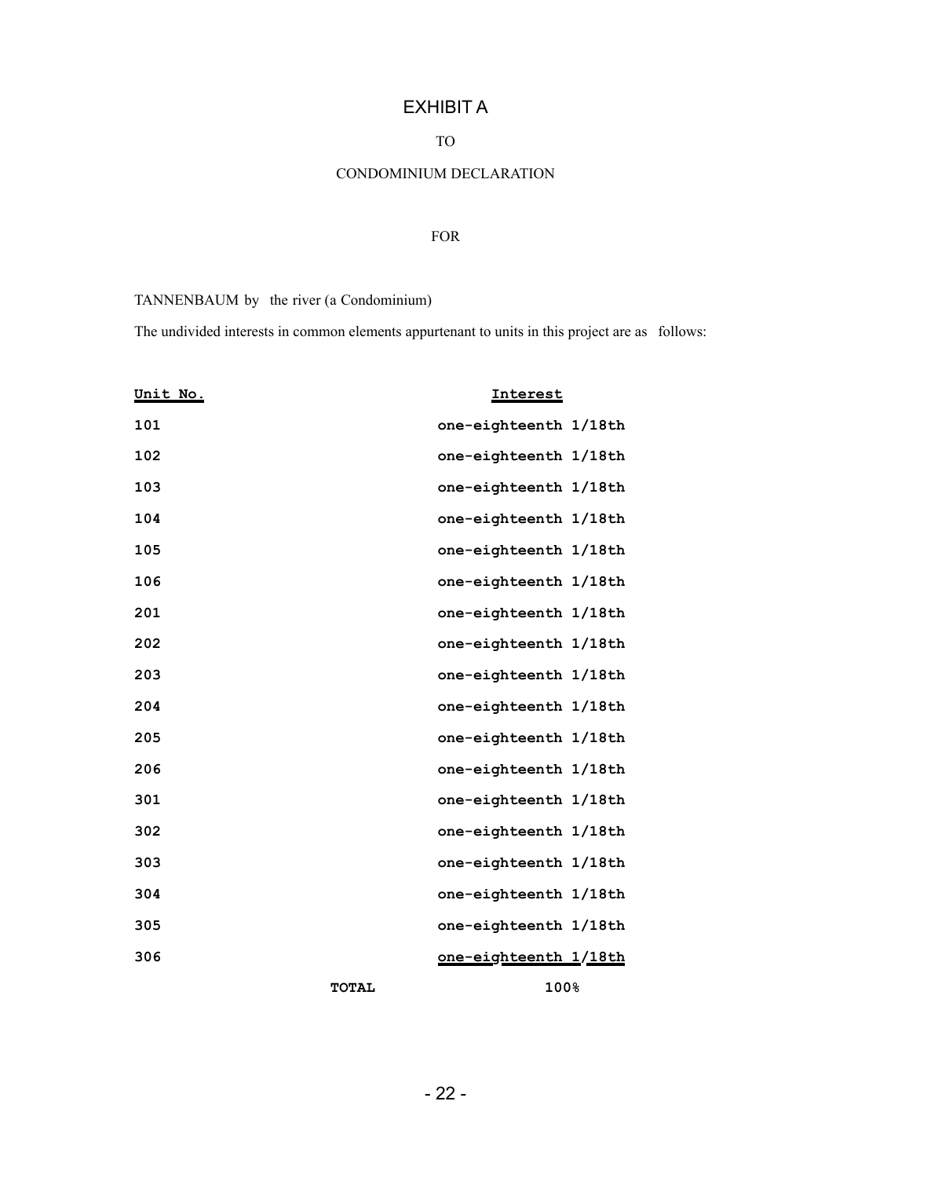# EXHIBIT A

TO

CONDOMINIUM DECLARATION

FOR

TANNENBAUM by the river (a Condominium)

The undivided interests in common elements appurtenant to units in this project are as follows:

| Unit No. | | Interest |
|---|---|---|
| 101 | | one-eighteenth 1/18th |
| 102 | | one-eighteenth 1/18th |
| 103 | | one-eighteenth 1/18th |
| 104 | | one-eighteenth 1/18th |
| 105 | | one-eighteenth 1/18th |
| 106 | | one-eighteenth 1/18th |
| 201 | | one-eighteenth 1/18th |
| 202 | | one-eighteenth 1/18th |
| 203 | | one-eighteenth 1/18th |
| 204 | | one-eighteenth 1/18th |
| 205 | | one-eighteenth 1/18th |
| 206 | | one-eighteenth 1/18th |
| 301 | | one-eighteenth 1/18th |
| 302 | | one-eighteenth 1/18th |
| 303 | | one-eighteenth 1/18th |
| 304 | | one-eighteenth 1/18th |
| 305 | | one-eighteenth 1/18th |
| 306 | | one-eighteenth 1/18th |
| | TOTAL | 100% |